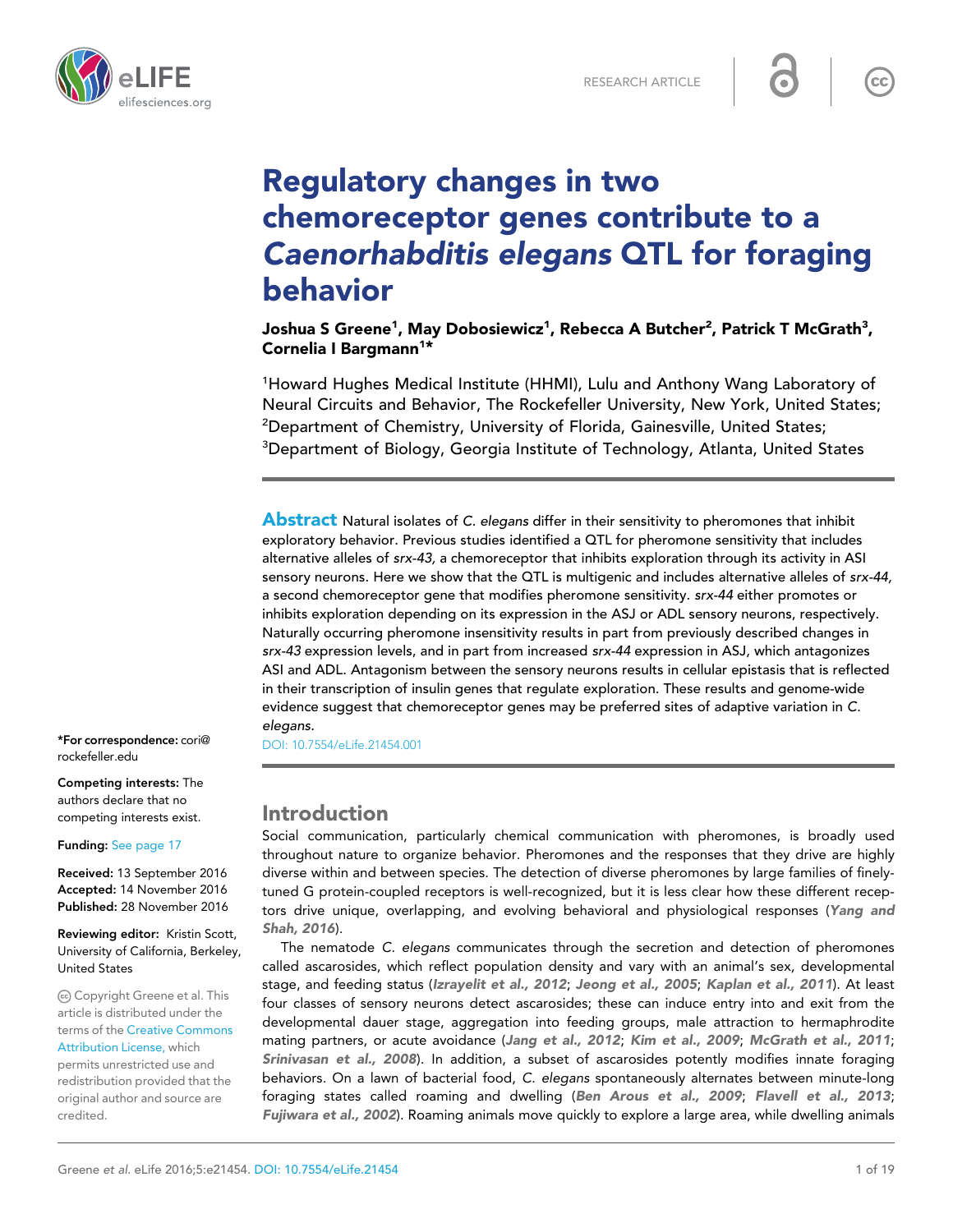RESEARCH ARTICLE

# Regulatory changes in two chemoreceptor genes contribute to a *Caenorhabditis elegans* QTL for foraging behavior

**Joshua S Greene[1], May Dobosiewicz[1], Rebecca A Butcher[2], Patrick T McGrath[3], Cornelia I Bargmann[1]***

[1]Howard Hughes Medical Institute (HHMI), Lulu and Anthony Wang Laboratory of Neural Circuits and Behavior, The Rockefeller University, New York, United States; [2]Department of Chemistry, University of Florida, Gainesville, United States; [3]Department of Biology, Georgia Institute of Technology, Atlanta, United States

**Abstract** Natural isolates of *C. elegans* differ in their sensitivity to pheromones that inhibit exploratory behavior. Previous studies identified a QTL for pheromone sensitivity that includes alternative alleles of *srx-43,* a chemoreceptor that inhibits exploration through its activity in ASI sensory neurons. Here we show that the QTL is multigenic and includes alternative alleles of *srx-44,* a second chemoreceptor gene that modifies pheromone sensitivity. *srx-44* either promotes or inhibits exploration depending on its expression in the ASJ or ADL sensory neurons, respectively. Naturally occurring pheromone insensitivity results in part from previously described changes in *srx-43* expression levels, and in part from increased *srx-44* expression in ASJ, which antagonizes ASI and ADL. Antagonism between the sensory neurons results in cellular epistasis that is reflected in their transcription of insulin genes that regulate exploration. These results and genome-wide evidence suggest that chemoreceptor genes may be preferred sites of adaptive variation in *C. elegans*.

DOI: 10.7554/eLife.21454.001

***For correspondence:** cori@rockefeller.edu

**Competing interests:** The authors declare that no competing interests exist.

**Funding:** See page 17

**Received:** 13 September 2016
**Accepted:** 14 November 2016
**Published:** 28 November 2016

**Reviewing editor:** Kristin Scott, University of California, Berkeley, United States

Copyright Greene et al. This article is distributed under the terms of the Creative Commons Attribution License, which permits unrestricted use and redistribution provided that the original author and source are credited.

## Introduction

Social communication, particularly chemical communication with pheromones, is broadly used throughout nature to organize behavior. Pheromones and the responses that they drive are highly diverse within and between species. The detection of diverse pheromones by large families of finely-tuned G protein-coupled receptors is well-recognized, but it is less clear how these different receptors drive unique, overlapping, and evolving behavioral and physiological responses (*Yang and Shah, 2016*).

The nematode *C. elegans* communicates through the secretion and detection of pheromones called ascarosides, which reflect population density and vary with an animal's sex, developmental stage, and feeding status (*Izrayelit et al., 2012*; *Jeong et al., 2005*; *Kaplan et al., 2011*). At least four classes of sensory neurons detect ascarosides; these can induce entry into and exit from the developmental dauer stage, aggregation into feeding groups, male attraction to hermaphrodite mating partners, or acute avoidance (*Jang et al., 2012*; *Kim et al., 2009*; *McGrath et al., 2011*; *Srinivasan et al., 2008*). In addition, a subset of ascarosides potently modifies innate foraging behaviors. On a lawn of bacterial food, *C. elegans* spontaneously alternates between minute-long foraging states called roaming and dwelling (*Ben Arous et al., 2009*; *Flavell et al., 2013*; *Fujiwara et al., 2002*). Roaming animals move quickly to explore a large area, while dwelling animals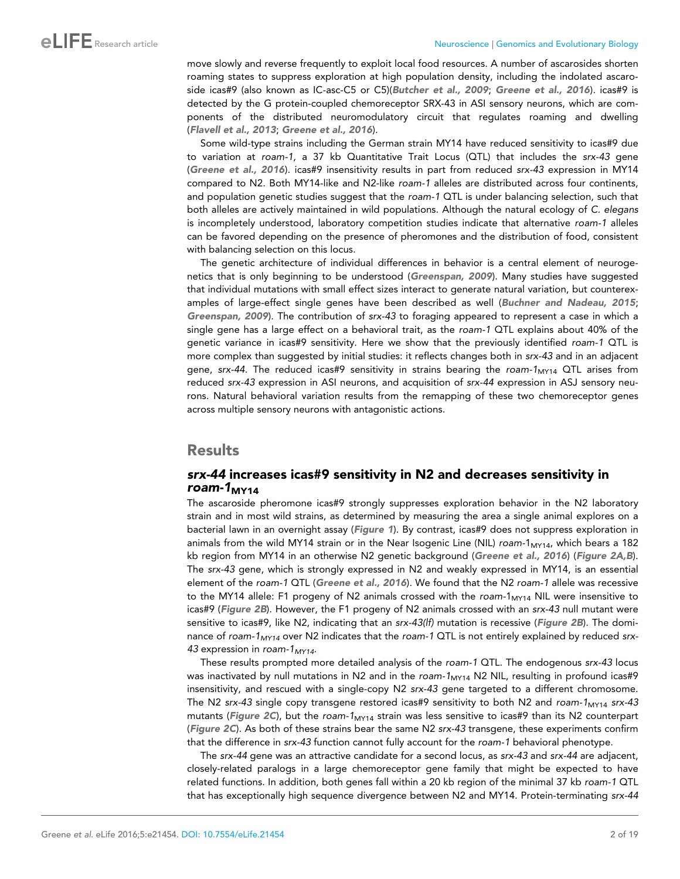move slowly and reverse frequently to exploit local food resources. A number of ascarosides shorten roaming states to suppress exploration at high population density, including the indolated ascaroside icas#9 (also known as IC-asc-C5 or C5)(**Butcher et al., 2009**; **Greene et al., 2016**). icas#9 is detected by the G protein-coupled chemoreceptor SRX-43 in ASI sensory neurons, which are components of the distributed neuromodulatory circuit that regulates roaming and dwelling (**Flavell et al., 2013**; **Greene et al., 2016**).

Some wild-type strains including the German strain MY14 have reduced sensitivity to icas#9 due to variation at *roam-1,* a 37 kb Quantitative Trait Locus (QTL) that includes the *srx-43* gene (**Greene et al., 2016**). icas#9 insensitivity results in part from reduced *srx-43* expression in MY14 compared to N2. Both MY14-like and N2-like *roam-1* alleles are distributed across four continents, and population genetic studies suggest that the *roam-1* QTL is under balancing selection, such that both alleles are actively maintained in wild populations. Although the natural ecology of *C. elegans* is incompletely understood, laboratory competition studies indicate that alternative *roam-1* alleles can be favored depending on the presence of pheromones and the distribution of food, consistent with balancing selection on this locus.

The genetic architecture of individual differences in behavior is a central element of neurogenetics that is only beginning to be understood (**Greenspan, 2009**). Many studies have suggested that individual mutations with small effect sizes interact to generate natural variation, but counterexamples of large-effect single genes have been described as well (**Buchner and Nadeau, 2015**; **Greenspan, 2009**). The contribution of *srx-43* to foraging appeared to represent a case in which a single gene has a large effect on a behavioral trait, as the *roam-1* QTL explains about 40% of the genetic variance in icas#9 sensitivity. Here we show that the previously identified *roam-1* QTL is more complex than suggested by initial studies: it reflects changes both in *srx-43* and in an adjacent gene, *srx-44*. The reduced icas#9 sensitivity in strains bearing the *roam-1*$_{MY14}$ QTL arises from reduced *srx-43* expression in ASI neurons, and acquisition of *srx-44* expression in ASJ sensory neurons. Natural behavioral variation results from the remapping of these two chemoreceptor genes across multiple sensory neurons with antagonistic actions.

## Results

### *srx-44* increases icas#9 sensitivity in N2 and decreases sensitivity in *roam-1*$_{MY14}$

The ascaroside pheromone icas#9 strongly suppresses exploration behavior in the N2 laboratory strain and in most wild strains, as determined by measuring the area a single animal explores on a bacterial lawn in an overnight assay (**Figure 1**). By contrast, icas#9 does not suppress exploration in animals from the wild MY14 strain or in the Near Isogenic Line (NIL) *roam-1*$_{MY14}$, which bears a 182 kb region from MY14 in an otherwise N2 genetic background (**Greene et al., 2016**) (**Figure 2A,B**). The *srx-43* gene, which is strongly expressed in N2 and weakly expressed in MY14, is an essential element of the *roam-1* QTL (**Greene et al., 2016**). We found that the N2 *roam-1* allele was recessive to the MY14 allele: F1 progeny of N2 animals crossed with the *roam-1*$_{MY14}$ NIL were insensitive to icas#9 (**Figure 2B**). However, the F1 progeny of N2 animals crossed with an *srx-43* null mutant were sensitive to icas#9, like N2, indicating that an *srx-43(lf)* mutation is recessive (**Figure 2B**). The dominance of *roam-1*$_{MY14}$ over N2 indicates that the *roam-1* QTL is not entirely explained by reduced *srx-43* expression in *roam-1*$_{MY14}$.

These results prompted more detailed analysis of the *roam-1* QTL. The endogenous *srx-43* locus was inactivated by null mutations in N2 and in the *roam-1*$_{MY14}$ N2 NIL, resulting in profound icas#9 insensitivity, and rescued with a single-copy N2 *srx-43* gene targeted to a different chromosome. The N2 *srx-43* single copy transgene restored icas#9 sensitivity to both N2 and *roam-1*$_{MY14}$ *srx-43* mutants (**Figure 2C**), but the *roam-1*$_{MY14}$ strain was less sensitive to icas#9 than its N2 counterpart (**Figure 2C**). As both of these strains bear the same N2 *srx-43* transgene, these experiments confirm that the difference in *srx-43* function cannot fully account for the *roam-1* behavioral phenotype.

The *srx-44* gene was an attractive candidate for a second locus, as *srx-43* and *srx-44* are adjacent, closely-related paralogs in a large chemoreceptor gene family that might be expected to have related functions. In addition, both genes fall within a 20 kb region of the minimal 37 kb *roam-1* QTL that has exceptionally high sequence divergence between N2 and MY14. Protein-terminating *srx-44*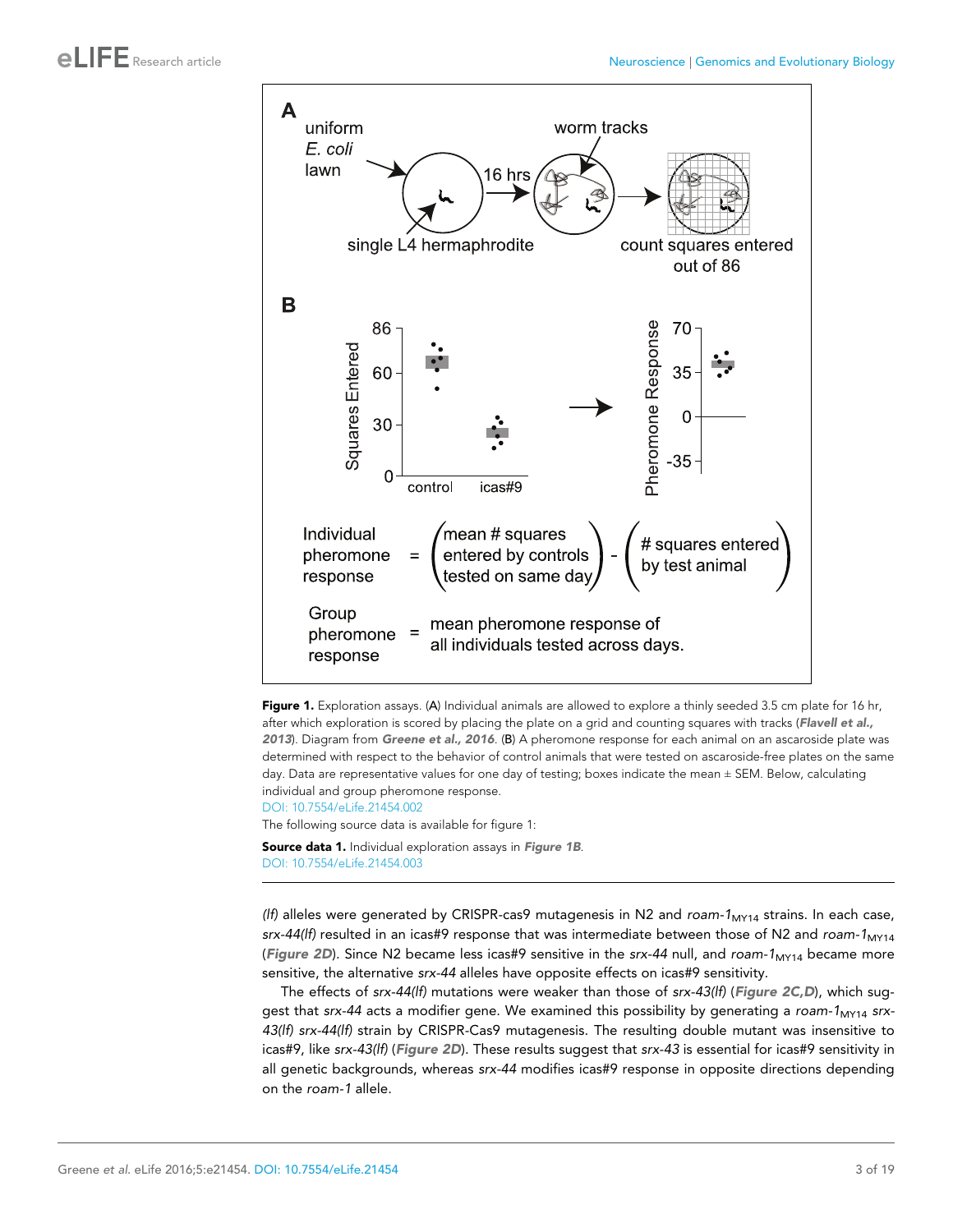**Figure 1.** Exploration assays. (**A**) Individual animals are allowed to explore a thinly seeded 3.5 cm plate for 16 hr, after which exploration is scored by placing the plate on a grid and counting squares with tracks (***Flavell et al., 2013***). Diagram from ***Greene et al., 2016***. (**B**) A pheromone response for each animal on an ascaroside plate was determined with respect to the behavior of control animals that were tested on ascaroside-free plates on the same day. Data are representative values for one day of testing; boxes indicate the mean ± SEM. Below, calculating individual and group pheromone response.

DOI: 10.7554/eLife.21454.002

The following source data is available for figure 1:

**Source data 1.** Individual exploration assays in ***Figure 1B***.

DOI: 10.7554/eLife.21454.003

*(lf)* alleles were generated by CRISPR-cas9 mutagenesis in N2 and *roam-1*$_{MY14}$ strains. In each case, *srx-44(lf)* resulted in an icas#9 response that was intermediate between those of N2 and *roam-1*$_{MY14}$ (***Figure 2D***). Since N2 became less icas#9 sensitive in the *srx-44* null, and *roam-1*$_{MY14}$ became more sensitive, the alternative *srx-44* alleles have opposite effects on icas#9 sensitivity.

The effects of *srx-44(lf)* mutations were weaker than those of *srx-43(lf)* (***Figure 2C,D***), which suggest that *srx-44* acts a modifier gene. We examined this possibility by generating a *roam-1*$_{MY14}$ *srx-43(lf) srx-44(lf)* strain by CRISPR-Cas9 mutagenesis. The resulting double mutant was insensitive to icas#9, like *srx-43(lf)* (***Figure 2D***). These results suggest that *srx-43* is essential for icas#9 sensitivity in all genetic backgrounds, whereas *srx-44* modifies icas#9 response in opposite directions depending on the *roam-1* allele.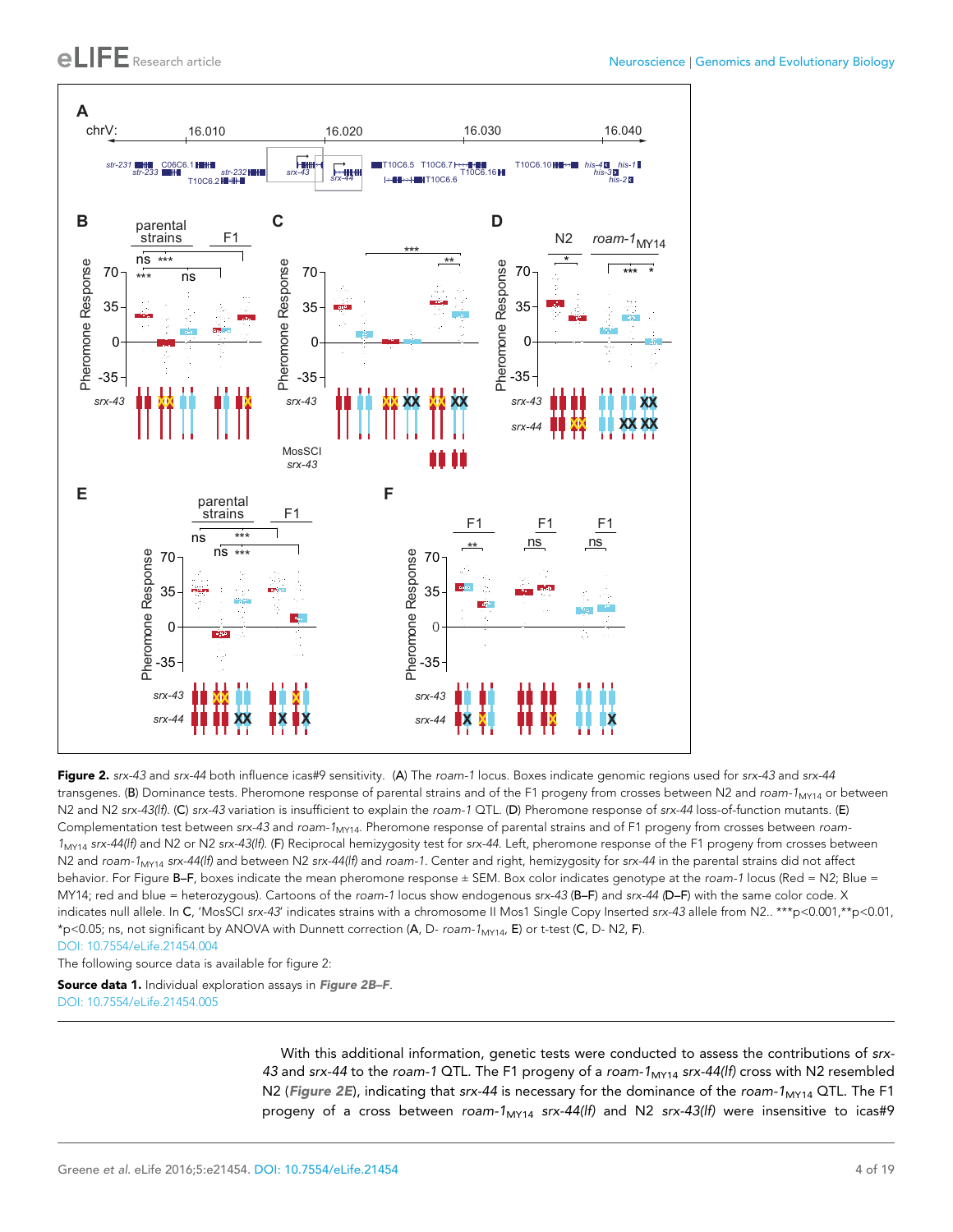**Figure 2.** *srx-43* and *srx-44* both influence icas#9 sensitivity. (**A**) The *roam-1* locus. Boxes indicate genomic regions used for *srx-43* and *srx-44* transgenes. (**B**) Dominance tests. Pheromone response of parental strains and of the F1 progeny from crosses between N2 and *roam-1*$_{MY14}$ or between N2 and N2 *srx-43(lf)*. (**C**) *srx-43* variation is insufficient to explain the *roam-1* QTL. (**D**) Pheromone response of *srx-44* loss-of-function mutants. (**E**) Complementation test between *srx-43* and *roam-1*$_{MY14}$. Pheromone response of parental strains and of F1 progeny from crosses between *roam-1*$_{MY14}$ *srx-44(lf)* and N2 or N2 *srx-43(lf)*. (**F**) Reciprocal hemizygosity test for *srx-44*. Left, pheromone response of the F1 progeny from crosses between N2 and *roam-1*$_{MY14}$ *srx-44(lf)* and between N2 *srx-44(lf)* and *roam-1*. Center and right, hemizygosity for *srx-44* in the parental strains did not affect behavior. For Figure **B–F**, boxes indicate the mean pheromone response ± SEM. Box color indicates genotype at the *roam-1* locus (Red = N2; Blue = MY14; red and blue = heterozygous). Cartoons of the *roam-1* locus show endogenous *srx-43* (**B–F**) and *srx-44* (**D–F**) with the same color code. X indicates null allele. In **C**, 'MosSCI *srx-43*' indicates strains with a chromosome II Mos1 Single Copy Inserted *srx-43* allele from N2.. ***p<0.001,**p<0.01, *p<0.05; ns, not significant by ANOVA with Dunnett correction (**A**, D- *roam-1*$_{MY14}$, **E**) or t-test (**C**, D- N2, **F**).

DOI: 10.7554/eLife.21454.004

The following source data is available for figure 2:

**Source data 1.** Individual exploration assays in ***Figure 2B–F***.

DOI: 10.7554/eLife.21454.005

With this additional information, genetic tests were conducted to assess the contributions of *srx-43* and *srx-44* to the *roam-1* QTL. The F1 progeny of a *roam-1*$_{MY14}$ *srx-44(lf)* cross with N2 resembled N2 (***Figure 2E***), indicating that *srx-44* is necessary for the dominance of the *roam-1*$_{MY14}$ QTL. The F1 progeny of a cross between *roam-1*$_{MY14}$ *srx-44(lf)* and N2 *srx-43(lf)* were insensitive to icas#9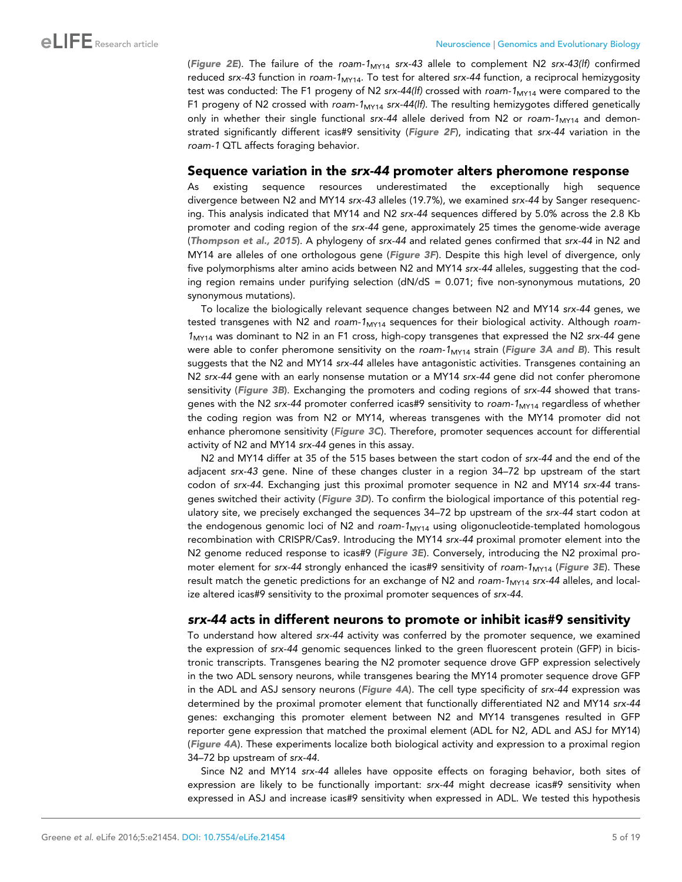(*Figure 2E*). The failure of the *roam-1*$_{MY14}$ *srx-43* allele to complement N2 *srx-43(lf)* confirmed reduced *srx-43* function in *roam-1*$_{MY14}$. To test for altered *srx-44* function, a reciprocal hemizygosity test was conducted: The F1 progeny of N2 *srx-44(lf)* crossed with *roam-1*$_{MY14}$ were compared to the F1 progeny of N2 crossed with *roam-1*$_{MY14}$ *srx-44(lf)*. The resulting hemizygotes differed genetically only in whether their single functional *srx-44* allele derived from N2 or *roam-1*$_{MY14}$ and demonstrated significantly different icas#9 sensitivity (*Figure 2F*), indicating that *srx-44* variation in the *roam-1* QTL affects foraging behavior.

## Sequence variation in the *srx-44* promoter alters pheromone response

As existing sequence resources underestimated the exceptionally high sequence divergence between N2 and MY14 *srx-43* alleles (19.7%), we examined *srx-44* by Sanger resequencing. This analysis indicated that MY14 and N2 *srx-44* sequences differed by 5.0% across the 2.8 Kb promoter and coding region of the *srx-44* gene, approximately 25 times the genome-wide average (*Thompson et al., 2015*). A phylogeny of *srx-44* and related genes confirmed that *srx-44* in N2 and MY14 are alleles of one orthologous gene (*Figure 3F*). Despite this high level of divergence, only five polymorphisms alter amino acids between N2 and MY14 *srx-44* alleles, suggesting that the coding region remains under purifying selection (dN/dS = 0.071; five non-synonymous mutations, 20 synonymous mutations).

To localize the biologically relevant sequence changes between N2 and MY14 *srx-44* genes, we tested transgenes with N2 and *roam-1*$_{MY14}$ sequences for their biological activity. Although *roam-1*$_{MY14}$ was dominant to N2 in an F1 cross, high-copy transgenes that expressed the N2 *srx-44* gene were able to confer pheromone sensitivity on the *roam-1*$_{MY14}$ strain (*Figure 3A and B*). This result suggests that the N2 and MY14 *srx-44* alleles have antagonistic activities. Transgenes containing an N2 *srx-44* gene with an early nonsense mutation or a MY14 *srx-44* gene did not confer pheromone sensitivity (*Figure 3B*). Exchanging the promoters and coding regions of *srx-44* showed that transgenes with the N2 *srx-44* promoter conferred icas#9 sensitivity to *roam-1*$_{MY14}$ regardless of whether the coding region was from N2 or MY14, whereas transgenes with the MY14 promoter did not enhance pheromone sensitivity (*Figure 3C*). Therefore, promoter sequences account for differential activity of N2 and MY14 *srx-44* genes in this assay.

N2 and MY14 differ at 35 of the 515 bases between the start codon of *srx-44* and the end of the adjacent *srx-43* gene. Nine of these changes cluster in a region 34–72 bp upstream of the start codon of *srx-44*. Exchanging just this proximal promoter sequence in N2 and MY14 *srx-44* transgenes switched their activity (*Figure 3D*). To confirm the biological importance of this potential regulatory site, we precisely exchanged the sequences 34–72 bp upstream of the *srx-44* start codon at the endogenous genomic loci of N2 and *roam-1*$_{MY14}$ using oligonucleotide-templated homologous recombination with CRISPR/Cas9. Introducing the MY14 *srx-44* proximal promoter element into the N2 genome reduced response to icas#9 (*Figure 3E*). Conversely, introducing the N2 proximal promoter element for *srx-44* strongly enhanced the icas#9 sensitivity of *roam-1*$_{MY14}$ (*Figure 3E*). These result match the genetic predictions for an exchange of N2 and *roam-1*$_{MY14}$ *srx-44* alleles, and localize altered icas#9 sensitivity to the proximal promoter sequences of *srx-44*.

## *srx-44* acts in different neurons to promote or inhibit icas#9 sensitivity

To understand how altered *srx-44* activity was conferred by the promoter sequence, we examined the expression of *srx-44* genomic sequences linked to the green fluorescent protein (GFP) in bicistronic transcripts. Transgenes bearing the N2 promoter sequence drove GFP expression selectively in the two ADL sensory neurons, while transgenes bearing the MY14 promoter sequence drove GFP in the ADL and ASJ sensory neurons (*Figure 4A*). The cell type specificity of *srx-44* expression was determined by the proximal promoter element that functionally differentiated N2 and MY14 *srx-44* genes: exchanging this promoter element between N2 and MY14 transgenes resulted in GFP reporter gene expression that matched the proximal element (ADL for N2, ADL and ASJ for MY14) (*Figure 4A*). These experiments localize both biological activity and expression to a proximal region 34–72 bp upstream of *srx-44*.

Since N2 and MY14 *srx-44* alleles have opposite effects on foraging behavior, both sites of expression are likely to be functionally important: *srx-44* might decrease icas#9 sensitivity when expressed in ASJ and increase icas#9 sensitivity when expressed in ADL. We tested this hypothesis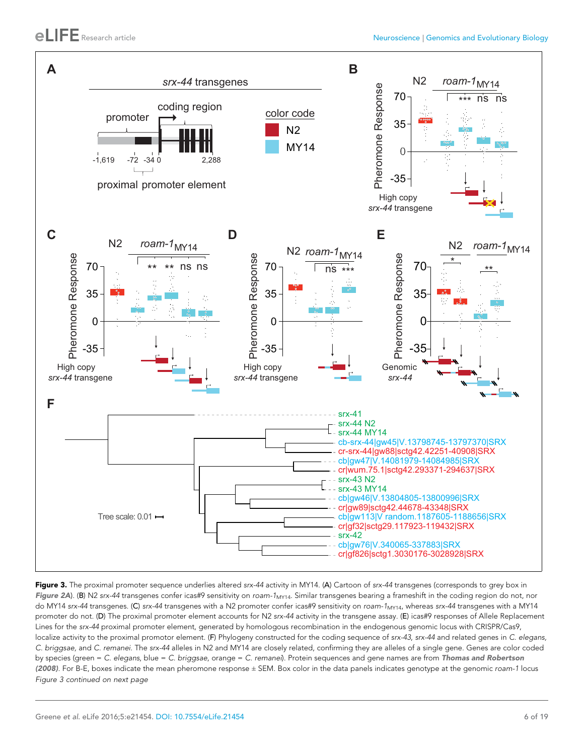**Figure 3.** The proximal promoter sequence underlies altered *srx-44* activity in MY14. (**A**) Cartoon of *srx-44* transgenes (corresponds to grey box in ***Figure 2A***). (**B**) N2 *srx-44* transgenes confer icas#9 sensitivity on *roam-1*$_{MY14}$. Similar transgenes bearing a frameshift in the coding region do not, nor do MY14 *srx-44* transgenes. (**C**) *srx-44* transgenes with a N2 promoter confer icas#9 sensitivity on *roam-1*$_{MY14}$, whereas *srx-44* transgenes with a MY14 promoter do not. (**D**) The proximal promoter element accounts for N2 *srx-44* activity in the transgene assay. (**E**) icas#9 responses of Allele Replacement Lines for the *srx-44* proximal promoter element, generated by homologous recombination in the endogenous genomic locus with CRISPR/Cas9, localize activity to the proximal promoter element. (**F**) Phylogeny constructed for the coding sequence of *srx-43*, *srx-44* and related genes in *C. elegans*, *C. briggsae*, and *C. remanei*. The *srx-44* alleles in N2 and MY14 are closely related, confirming they are alleles of a single gene. Genes are color coded by species (green = *C. elegans*, blue = *C. briggsae*, orange = *C. remanei*). Protein sequences and gene names are from ***Thomas and Robertson (2008)***. For B-E, boxes indicate the mean pheromone response ± SEM. Box color in the data panels indicates genotype at the genomic *roam-1* locus

*Figure 3 continued on next page*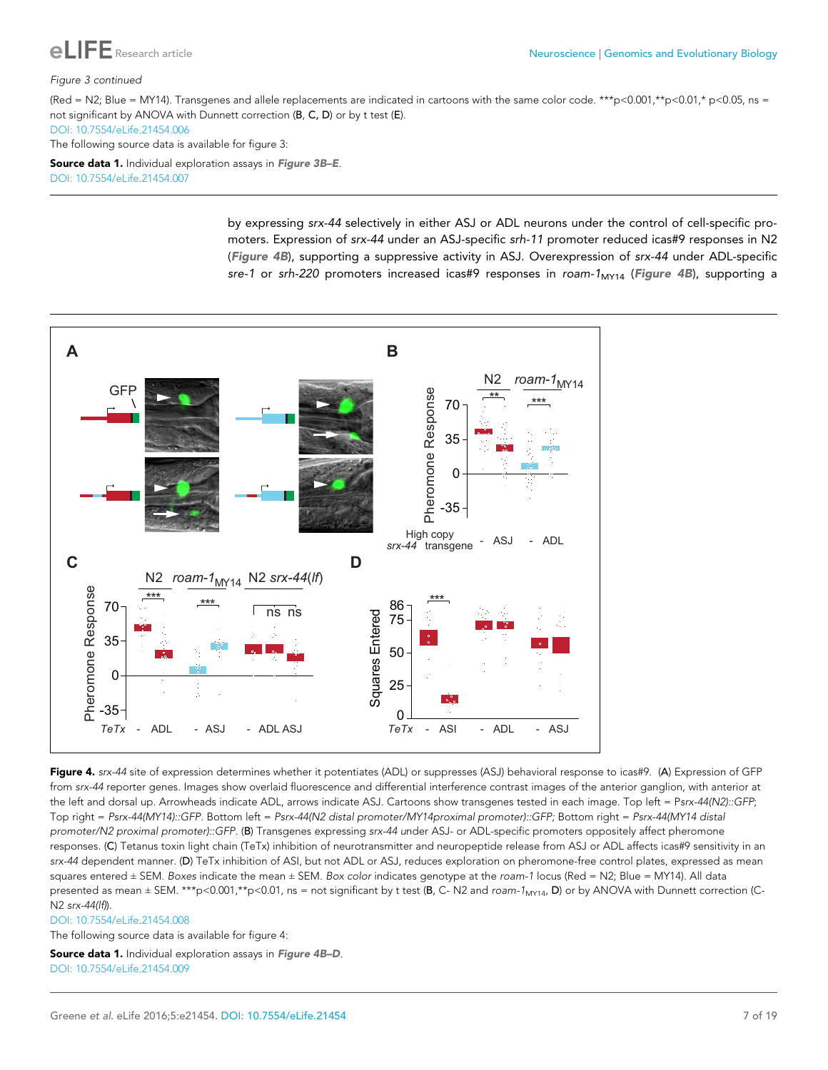*Figure 3 continued*

(Red = N2; Blue = MY14). Transgenes and allele replacements are indicated in cartoons with the same color code. ***p<0.001,**p<0.01,* p<0.05, ns = not significant by ANOVA with Dunnett correction (**B**, **C**, **D**) or by t test (**E**).

DOI: 10.7554/eLife.21454.006

The following source data is available for figure 3:

**Source data 1.** Individual exploration assays in ***Figure 3B–E***.

DOI: 10.7554/eLife.21454.007

by expressing *srx-44* selectively in either ASJ or ADL neurons under the control of cell-specific promoters. Expression of *srx-44* under an ASJ-specific *srh-11* promoter reduced icas#9 responses in N2 (***Figure 4B***), supporting a suppressive activity in ASJ. Overexpression of *srx-44* under ADL-specific *sre-1* or *srh-220* promoters increased icas#9 responses in *roam-1*$_{MY14}$ (***Figure 4B***), supporting a

**Figure 4.** *srx-44* site of expression determines whether it potentiates (ADL) or suppresses (ASJ) behavioral response to icas#9. (**A**) Expression of GFP from *srx-44* reporter genes. Images show overlaid fluorescence and differential interference contrast images of the anterior ganglion, with anterior at the left and dorsal up. Arrowheads indicate ADL, arrows indicate ASJ. Cartoons show transgenes tested in each image. Top left = Psrx-44(N2)::GFP; Top right = *Psrx-44(MY14)::GFP*. Bottom left = *Psrx-44(N2 distal promoter/MY14proximal promoter)::GFP*; Bottom right = *Psrx-44(MY14 distal promoter/N2 proximal promoter)::GFP*. (**B**) Transgenes expressing *srx-44* under ASJ- or ADL-specific promoters oppositely affect pheromone responses. (**C**) Tetanus toxin light chain (TeTx) inhibition of neurotransmitter and neuropeptide release from ASJ or ADL affects icas#9 sensitivity in an *srx-44* dependent manner. (**D**) TeTx inhibition of ASI, but not ADL or ASJ, reduces exploration on pheromone-free control plates, expressed as mean squares entered ± SEM. *Boxes* indicate the mean ± SEM. *Box color* indicates genotype at the *roam-1* locus (Red = N2; Blue = MY14). All data presented as mean ± SEM. ***p<0.001,**p<0.01, ns = not significant by t test (**B**, C- N2 and *roam-1*$_{MY14}$, **D**) or by ANOVA with Dunnett correction (C- N2 *srx-44(lf)*).

DOI: 10.7554/eLife.21454.008

The following source data is available for figure 4:

**Source data 1.** Individual exploration assays in ***Figure 4B–D***.

DOI: 10.7554/eLife.21454.009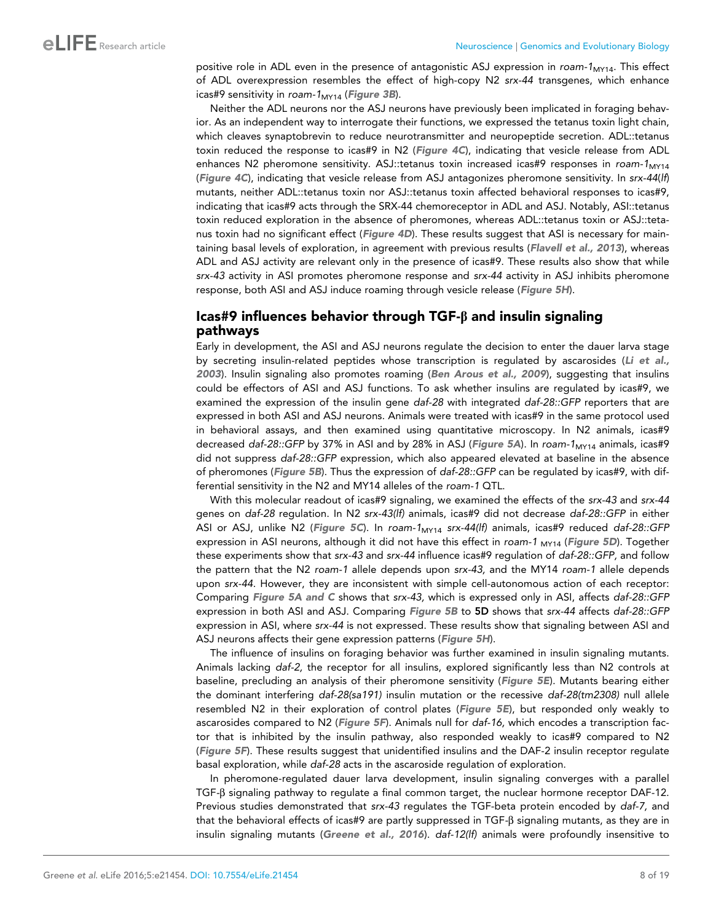positive role in ADL even in the presence of antagonistic ASJ expression in *roam-1*$_{MY14}$. This effect of ADL overexpression resembles the effect of high-copy N2 *srx-44* transgenes, which enhance icas#9 sensitivity in *roam-1*$_{MY14}$ (**Figure 3B**).

Neither the ADL neurons nor the ASJ neurons have previously been implicated in foraging behavior. As an independent way to interrogate their functions, we expressed the tetanus toxin light chain, which cleaves synaptobrevin to reduce neurotransmitter and neuropeptide secretion. ADL::tetanus toxin reduced the response to icas#9 in N2 (**Figure 4C**), indicating that vesicle release from ADL enhances N2 pheromone sensitivity. ASJ::tetanus toxin increased icas#9 responses in *roam-1*$_{MY14}$ (**Figure 4C**), indicating that vesicle release from ASJ antagonizes pheromone sensitivity. In *srx-44(lf)* mutants, neither ADL::tetanus toxin nor ASJ::tetanus toxin affected behavioral responses to icas#9, indicating that icas#9 acts through the SRX-44 chemoreceptor in ADL and ASJ. Notably, ASI::tetanus toxin reduced exploration in the absence of pheromones, whereas ADL::tetanus toxin or ASJ::tetanus toxin had no significant effect (**Figure 4D**). These results suggest that ASI is necessary for maintaining basal levels of exploration, in agreement with previous results (**Flavell et al., 2013**), whereas ADL and ASJ activity are relevant only in the presence of icas#9. These results also show that while *srx-43* activity in ASI promotes pheromone response and *srx-44* activity in ASJ inhibits pheromone response, both ASI and ASJ induce roaming through vesicle release (**Figure 5H**).

## Icas#9 influences behavior through TGF-β and insulin signaling pathways

Early in development, the ASI and ASJ neurons regulate the decision to enter the dauer larva stage by secreting insulin-related peptides whose transcription is regulated by ascarosides (**Li et al., 2003**). Insulin signaling also promotes roaming (**Ben Arous et al., 2009**), suggesting that insulins could be effectors of ASI and ASJ functions. To ask whether insulins are regulated by icas#9, we examined the expression of the insulin gene *daf-28* with integrated *daf-28::GFP* reporters that are expressed in both ASI and ASJ neurons. Animals were treated with icas#9 in the same protocol used in behavioral assays, and then examined using quantitative microscopy. In N2 animals, icas#9 decreased *daf-28::GFP* by 37% in ASI and by 28% in ASJ (**Figure 5A**). In *roam-1*$_{MY14}$ animals, icas#9 did not suppress *daf-28::GFP* expression, which also appeared elevated at baseline in the absence of pheromones (**Figure 5B**). Thus the expression of *daf-28::GFP* can be regulated by icas#9, with differential sensitivity in the N2 and MY14 alleles of the *roam-1* QTL.

With this molecular readout of icas#9 signaling, we examined the effects of the *srx-43* and *srx-44* genes on *daf-28* regulation. In N2 *srx-43(lf)* animals, icas#9 did not decrease *daf-28::GFP* in either ASI or ASJ, unlike N2 (**Figure 5C**). In *roam-1*$_{MY14}$ *srx-44(lf)* animals, icas#9 reduced *daf-28::GFP* expression in ASI neurons, although it did not have this effect in *roam-1* $_{MY14}$ (**Figure 5D**). Together these experiments show that *srx-43* and *srx-44* influence icas#9 regulation of *daf-28::GFP*, and follow the pattern that the N2 *roam-1* allele depends upon *srx-43*, and the MY14 *roam-1* allele depends upon *srx-44*. However, they are inconsistent with simple cell-autonomous action of each receptor: Comparing **Figure 5A and C** shows that *srx-43*, which is expressed only in ASI, affects *daf-28::GFP* expression in both ASI and ASJ. Comparing **Figure 5B** to **5D** shows that *srx-44* affects *daf-28::GFP* expression in ASI, where *srx-44* is not expressed. These results show that signaling between ASI and ASJ neurons affects their gene expression patterns (**Figure 5H**).

The influence of insulins on foraging behavior was further examined in insulin signaling mutants. Animals lacking *daf-2*, the receptor for all insulins, explored significantly less than N2 controls at baseline, precluding an analysis of their pheromone sensitivity (**Figure 5E**). Mutants bearing either the dominant interfering *daf-28(sa191)* insulin mutation or the recessive *daf-28(tm2308)* null allele resembled N2 in their exploration of control plates (**Figure 5E**), but responded only weakly to ascarosides compared to N2 (**Figure 5F**). Animals null for *daf-16*, which encodes a transcription factor that is inhibited by the insulin pathway, also responded weakly to icas#9 compared to N2 (**Figure 5F**). These results suggest that unidentified insulins and the DAF-2 insulin receptor regulate basal exploration, while *daf-28* acts in the ascaroside regulation of exploration.

In pheromone-regulated dauer larva development, insulin signaling converges with a parallel TGF-β signaling pathway to regulate a final common target, the nuclear hormone receptor DAF-12. Previous studies demonstrated that *srx-43* regulates the TGF-beta protein encoded by *daf-7*, and that the behavioral effects of icas#9 are partly suppressed in TGF-β signaling mutants, as they are in insulin signaling mutants (**Greene et al., 2016**). *daf-12(lf)* animals were profoundly insensitive to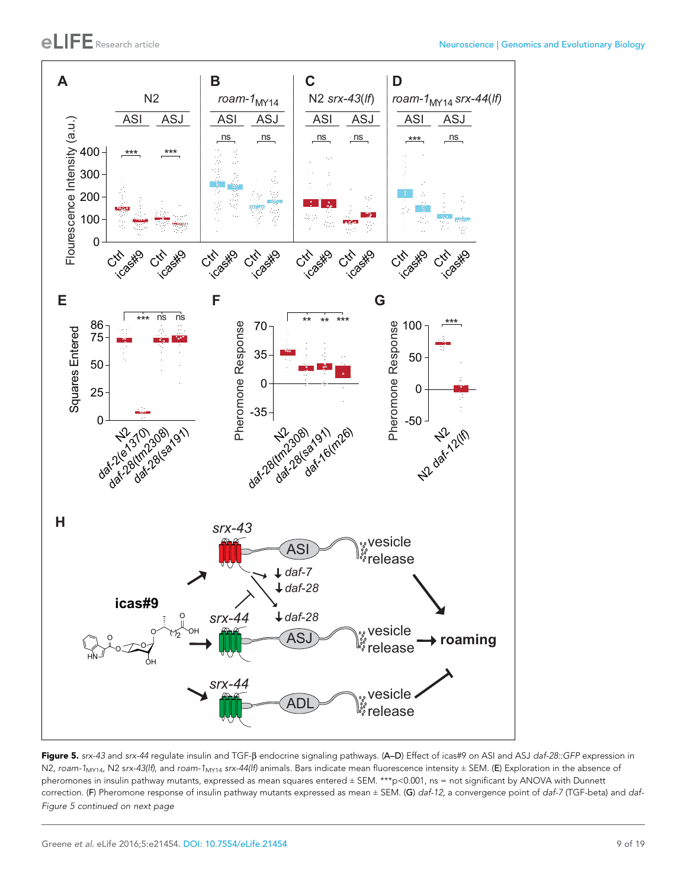**Figure 5.** *srx-43* and *srx-44* regulate insulin and TGF-β endocrine signaling pathways. (**A–D**) Effect of icas#9 on ASI and ASJ *daf-28::GFP* expression in N2, *roam-1*$_{MY14}$, N2 *srx-43(lf)*, and *roam-1*$_{MY14}$ *srx-44(lf)* animals. Bars indicate mean fluorescence intensity ± SEM. (**E**) Exploration in the absence of pheromones in insulin pathway mutants, expressed as mean squares entered ± SEM. ***p<0.001, ns = not significant by ANOVA with Dunnett correction. (**F**) Pheromone response of insulin pathway mutants expressed as mean ± SEM. (**G**) *daf-12*, a convergence point of *daf-7* (TGF-beta) and *daf-*

*Figure 5 continued on next page*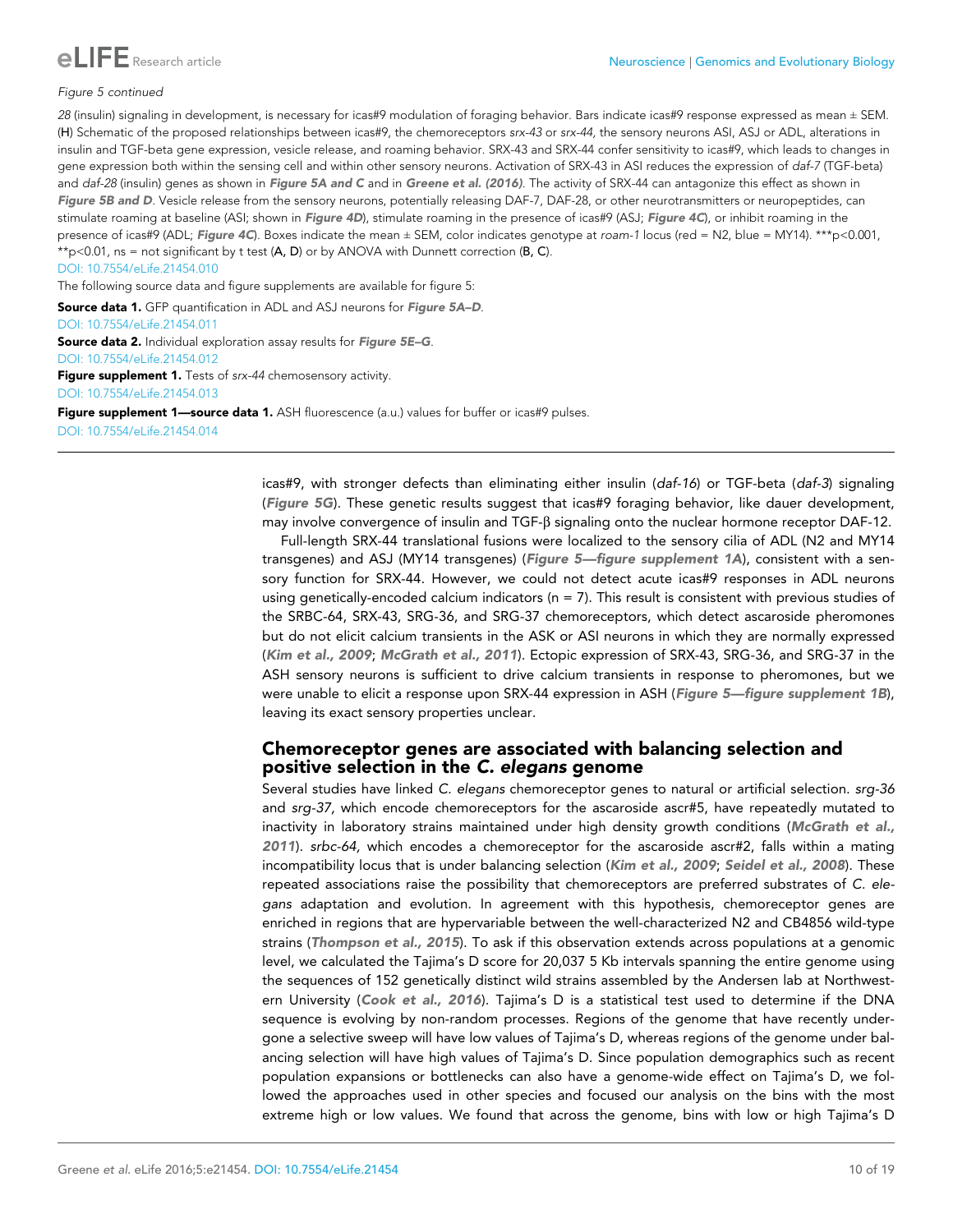*Figure 5 continued*

*28* (insulin) signaling in development, is necessary for icas#9 modulation of foraging behavior. Bars indicate icas#9 response expressed as mean ± SEM. (**H**) Schematic of the proposed relationships between icas#9, the chemoreceptors *srx-43* or *srx-44*, the sensory neurons ASI, ASJ or ADL, alterations in insulin and TGF-beta gene expression, vesicle release, and roaming behavior. SRX-43 and SRX-44 confer sensitivity to icas#9, which leads to changes in gene expression both within the sensing cell and within other sensory neurons. Activation of SRX-43 in ASI reduces the expression of *daf-7* (TGF-beta) and *daf-28* (insulin) genes as shown in **Figure 5A and C** and in **Greene et al. (2016)**. The activity of SRX-44 can antagonize this effect as shown in **Figure 5B and D**. Vesicle release from the sensory neurons, potentially releasing DAF-7, DAF-28, or other neurotransmitters or neuropeptides, can stimulate roaming at baseline (ASI; shown in **Figure 4D**), stimulate roaming in the presence of icas#9 (ASJ; **Figure 4C**), or inhibit roaming in the presence of icas#9 (ADL; **Figure 4C**). Boxes indicate the mean ± SEM, color indicates genotype at *roam-1* locus (red = N2, blue = MY14). ***p<0.001, **p<0.01, ns = not significant by t test (**A, D**) or by ANOVA with Dunnett correction (**B, C**).

DOI: 10.7554/eLife.21454.010

The following source data and figure supplements are available for figure 5:

**Source data 1.** GFP quantification in ADL and ASJ neurons for **Figure 5A–D**.

DOI: 10.7554/eLife.21454.011

**Source data 2.** Individual exploration assay results for **Figure 5E–G**.

DOI: 10.7554/eLife.21454.012

**Figure supplement 1.** Tests of *srx-44* chemosensory activity.

DOI: 10.7554/eLife.21454.013

**Figure supplement 1—source data 1.** ASH fluorescence (a.u.) values for buffer or icas#9 pulses.

DOI: 10.7554/eLife.21454.014

icas#9, with stronger defects than eliminating either insulin (*daf-16*) or TGF-beta (*daf-3*) signaling (**Figure 5G**). These genetic results suggest that icas#9 foraging behavior, like dauer development, may involve convergence of insulin and TGF-β signaling onto the nuclear hormone receptor DAF-12.

Full-length SRX-44 translational fusions were localized to the sensory cilia of ADL (N2 and MY14 transgenes) and ASJ (MY14 transgenes) (**Figure 5—figure supplement 1A**), consistent with a sensory function for SRX-44. However, we could not detect acute icas#9 responses in ADL neurons using genetically-encoded calcium indicators (n = 7). This result is consistent with previous studies of the SRBC-64, SRX-43, SRG-36, and SRG-37 chemoreceptors, which detect ascaroside pheromones but do not elicit calcium transients in the ASK or ASI neurons in which they are normally expressed (**Kim et al., 2009**; **McGrath et al., 2011**). Ectopic expression of SRX-43, SRG-36, and SRG-37 in the ASH sensory neurons is sufficient to drive calcium transients in response to pheromones, but we were unable to elicit a response upon SRX-44 expression in ASH (**Figure 5—figure supplement 1B**), leaving its exact sensory properties unclear.

## Chemoreceptor genes are associated with balancing selection and positive selection in the *C. elegans* genome

Several studies have linked *C. elegans* chemoreceptor genes to natural or artificial selection. *srg-36* and *srg-37*, which encode chemoreceptors for the ascaroside ascr#5, have repeatedly mutated to inactivity in laboratory strains maintained under high density growth conditions (**McGrath et al., 2011**). *srbc-64,* which encodes a chemoreceptor for the ascaroside ascr#2, falls within a mating incompatibility locus that is under balancing selection (**Kim et al., 2009**; **Seidel et al., 2008**). These repeated associations raise the possibility that chemoreceptors are preferred substrates of *C. elegans* adaptation and evolution. In agreement with this hypothesis, chemoreceptor genes are enriched in regions that are hypervariable between the well-characterized N2 and CB4856 wild-type strains (**Thompson et al., 2015**). To ask if this observation extends across populations at a genomic level, we calculated the Tajima's D score for 20,037 5 Kb intervals spanning the entire genome using the sequences of 152 genetically distinct wild strains assembled by the Andersen lab at Northwestern University (**Cook et al., 2016**). Tajima's D is a statistical test used to determine if the DNA sequence is evolving by non-random processes. Regions of the genome that have recently undergone a selective sweep will have low values of Tajima's D, whereas regions of the genome under balancing selection will have high values of Tajima's D. Since population demographics such as recent population expansions or bottlenecks can also have a genome-wide effect on Tajima's D, we followed the approaches used in other species and focused our analysis on the bins with the most extreme high or low values. We found that across the genome, bins with low or high Tajima's D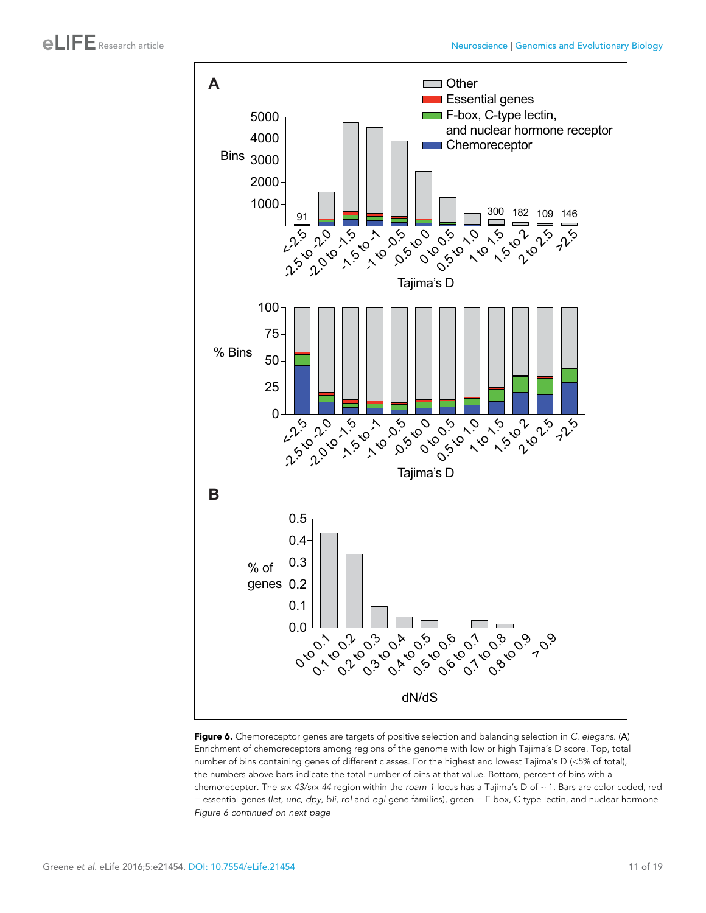**Figure 6.** Chemoreceptor genes are targets of positive selection and balancing selection in *C. elegans.* (**A**) Enrichment of chemoreceptors among regions of the genome with low or high Tajima's D score. Top, total number of bins containing genes of different classes. For the highest and lowest Tajima's D (<5% of total), the numbers above bars indicate the total number of bins at that value. Bottom, percent of bins with a chemoreceptor. The *srx-43/srx-44* region within the *roam-1* locus has a Tajima's D of ~ 1. Bars are color coded, red = essential genes (*let, unc, dpy, bli, rol* and *egl* gene families), green = F-box, C-type lectin, and nuclear hormone

*Figure 6 continued on next page*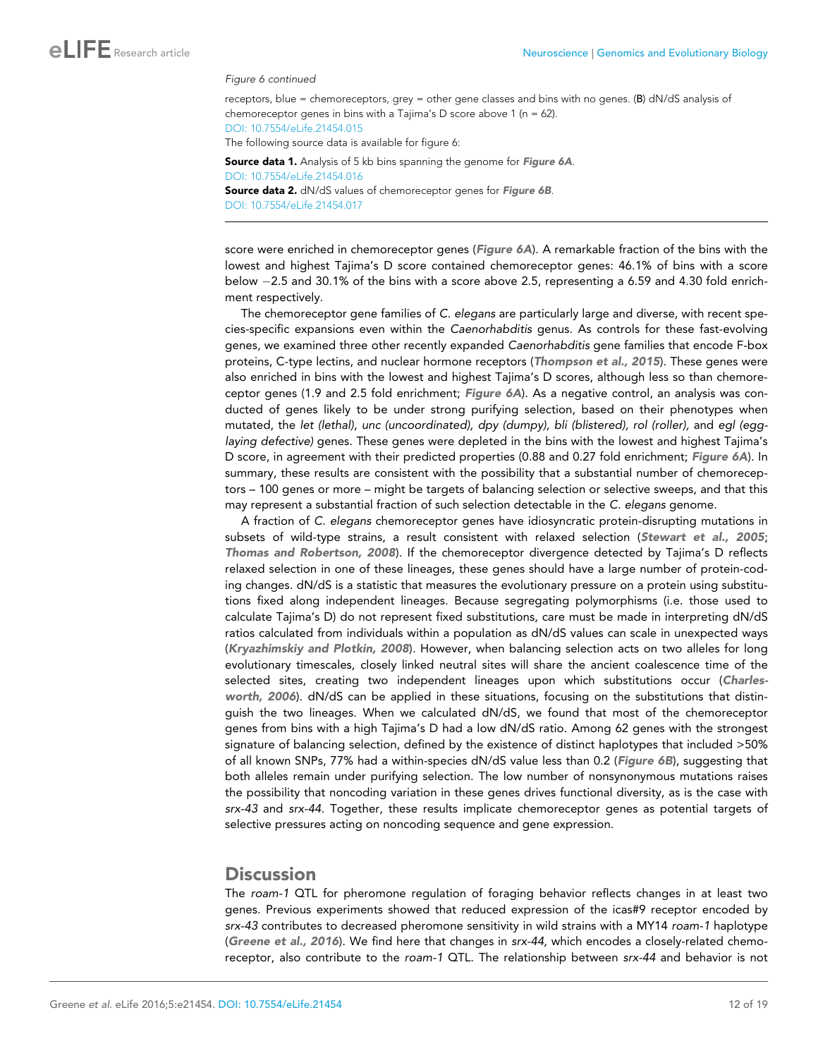*Figure 6 continued*

receptors, blue = chemoreceptors, grey = other gene classes and bins with no genes. (**B**) dN/dS analysis of chemoreceptor genes in bins with a Tajima's D score above 1 (n = 62).

DOI: 10.7554/eLife.21454.015

The following source data is available for figure 6:

**Source data 1.** Analysis of 5 kb bins spanning the genome for ***Figure 6A***.

DOI: 10.7554/eLife.21454.016

**Source data 2.** dN/dS values of chemoreceptor genes for ***Figure 6B***.

DOI: 10.7554/eLife.21454.017

score were enriched in chemoreceptor genes (***Figure 6A***). A remarkable fraction of the bins with the lowest and highest Tajima's D score contained chemoreceptor genes: 46.1% of bins with a score below −2.5 and 30.1% of the bins with a score above 2.5, representing a 6.59 and 4.30 fold enrichment respectively.

The chemoreceptor gene families of *C. elegans* are particularly large and diverse, with recent species-specific expansions even within the *Caenorhabditis* genus. As controls for these fast-evolving genes, we examined three other recently expanded *Caenorhabditis* gene families that encode F-box proteins, C-type lectins, and nuclear hormone receptors (***Thompson et al., 2015***). These genes were also enriched in bins with the lowest and highest Tajima's D scores, although less so than chemoreceptor genes (1.9 and 2.5 fold enrichment; ***Figure 6A***). As a negative control, an analysis was conducted of genes likely to be under strong purifying selection, based on their phenotypes when mutated, the *let (lethal), unc (uncoordinated), dpy (dumpy), bli (blistered), rol (roller)*, and *egl (egg-laying defective)* genes. These genes were depleted in the bins with the lowest and highest Tajima's D score, in agreement with their predicted properties (0.88 and 0.27 fold enrichment; ***Figure 6A***). In summary, these results are consistent with the possibility that a substantial number of chemoreceptors – 100 genes or more – might be targets of balancing selection or selective sweeps, and that this may represent a substantial fraction of such selection detectable in the *C. elegans* genome.

A fraction of *C. elegans* chemoreceptor genes have idiosyncratic protein-disrupting mutations in subsets of wild-type strains, a result consistent with relaxed selection (***Stewart et al., 2005***; ***Thomas and Robertson, 2008***). If the chemoreceptor divergence detected by Tajima's D reflects relaxed selection in one of these lineages, these genes should have a large number of protein-coding changes. dN/dS is a statistic that measures the evolutionary pressure on a protein using substitutions fixed along independent lineages. Because segregating polymorphisms (i.e. those used to calculate Tajima's D) do not represent fixed substitutions, care must be made in interpreting dN/dS ratios calculated from individuals within a population as dN/dS values can scale in unexpected ways (***Kryazhimskiy and Plotkin, 2008***). However, when balancing selection acts on two alleles for long evolutionary timescales, closely linked neutral sites will share the ancient coalescence time of the selected sites, creating two independent lineages upon which substitutions occur (***Charlesworth, 2006***). dN/dS can be applied in these situations, focusing on the substitutions that distinguish the two lineages. When we calculated dN/dS, we found that most of the chemoreceptor genes from bins with a high Tajima's D had a low dN/dS ratio. Among 62 genes with the strongest signature of balancing selection, defined by the existence of distinct haplotypes that included >50% of all known SNPs, 77% had a within-species dN/dS value less than 0.2 (***Figure 6B***), suggesting that both alleles remain under purifying selection. The low number of nonsynonymous mutations raises the possibility that noncoding variation in these genes drives functional diversity, as is the case with *srx-43* and *srx-44*. Together, these results implicate chemoreceptor genes as potential targets of selective pressures acting on noncoding sequence and gene expression.

# Discussion

The *roam-1* QTL for pheromone regulation of foraging behavior reflects changes in at least two genes. Previous experiments showed that reduced expression of the icas#9 receptor encoded by *srx-43* contributes to decreased pheromone sensitivity in wild strains with a MY14 *roam-1* haplotype (***Greene et al., 2016***). We find here that changes in *srx-44*, which encodes a closely-related chemoreceptor, also contribute to the *roam-1* QTL. The relationship between *srx-44* and behavior is not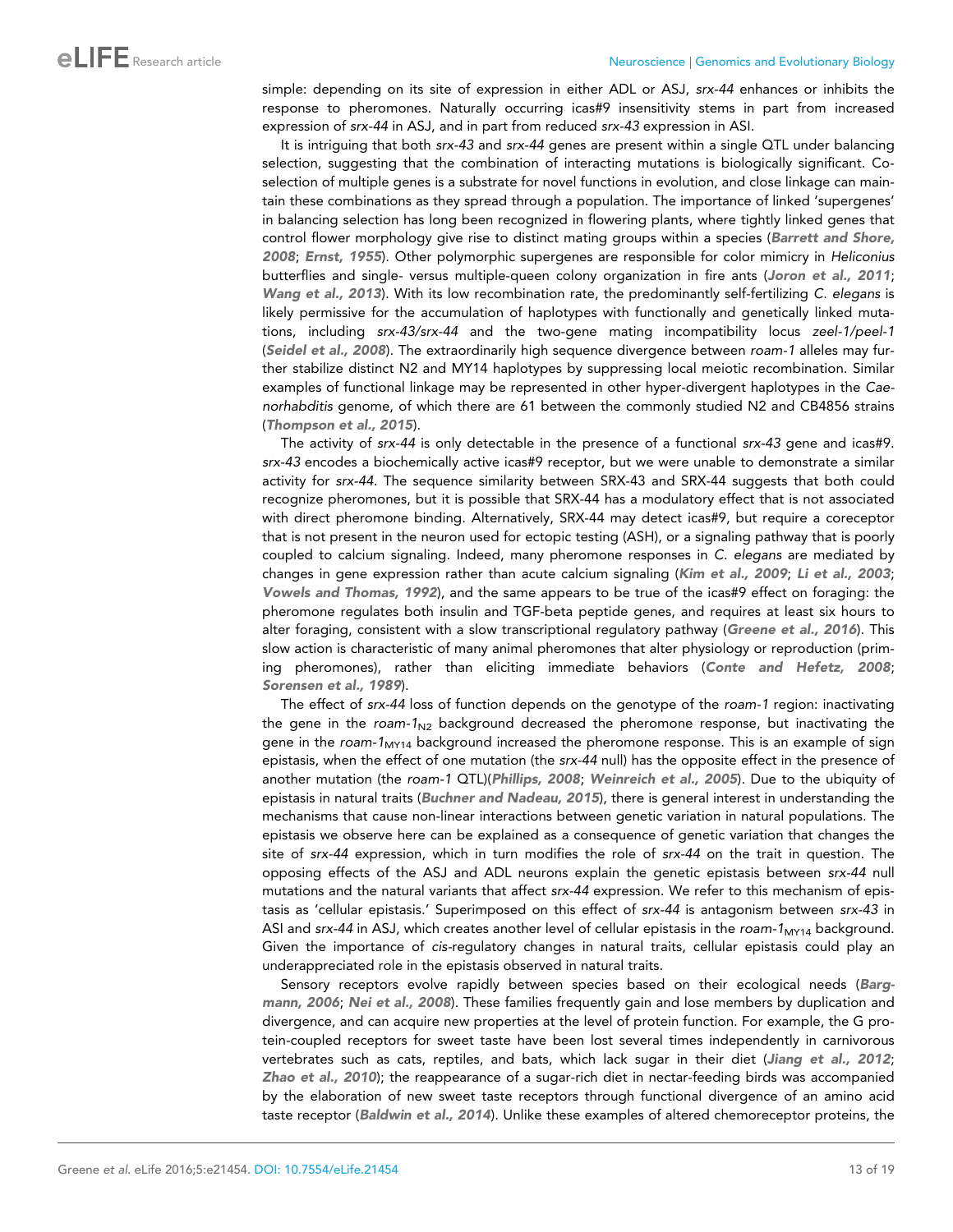simple: depending on its site of expression in either ADL or ASJ, *srx-44* enhances or inhibits the response to pheromones. Naturally occurring icas#9 insensitivity stems in part from increased expression of *srx-44* in ASJ, and in part from reduced *srx-43* expression in ASI.

It is intriguing that both *srx-43* and *srx-44* genes are present within a single QTL under balancing selection, suggesting that the combination of interacting mutations is biologically significant. Co-selection of multiple genes is a substrate for novel functions in evolution, and close linkage can maintain these combinations as they spread through a population. The importance of linked 'supergenes' in balancing selection has long been recognized in flowering plants, where tightly linked genes that control flower morphology give rise to distinct mating groups within a species (**Barrett and Shore, 2008**; **Ernst, 1955**). Other polymorphic supergenes are responsible for color mimicry in *Heliconius* butterflies and single- versus multiple-queen colony organization in fire ants (**Joron et al., 2011**; **Wang et al., 2013**). With its low recombination rate, the predominantly self-fertilizing *C. elegans* is likely permissive for the accumulation of haplotypes with functionally and genetically linked mutations, including *srx-43/srx-44* and the two-gene mating incompatibility locus *zeel-1/peel-1* (**Seidel et al., 2008**). The extraordinarily high sequence divergence between *roam-1* alleles may further stabilize distinct N2 and MY14 haplotypes by suppressing local meiotic recombination. Similar examples of functional linkage may be represented in other hyper-divergent haplotypes in the *Caenorhabditis* genome, of which there are 61 between the commonly studied N2 and CB4856 strains (**Thompson et al., 2015**).

The activity of *srx-44* is only detectable in the presence of a functional *srx-43* gene and icas#9. *srx-43* encodes a biochemically active icas#9 receptor, but we were unable to demonstrate a similar activity for *srx-44*. The sequence similarity between SRX-43 and SRX-44 suggests that both could recognize pheromones, but it is possible that SRX-44 has a modulatory effect that is not associated with direct pheromone binding. Alternatively, SRX-44 may detect icas#9, but require a coreceptor that is not present in the neuron used for ectopic testing (ASH), or a signaling pathway that is poorly coupled to calcium signaling. Indeed, many pheromone responses in *C. elegans* are mediated by changes in gene expression rather than acute calcium signaling (**Kim et al., 2009**; **Li et al., 2003**; **Vowels and Thomas, 1992**), and the same appears to be true of the icas#9 effect on foraging: the pheromone regulates both insulin and TGF-beta peptide genes, and requires at least six hours to alter foraging, consistent with a slow transcriptional regulatory pathway (**Greene et al., 2016**). This slow action is characteristic of many animal pheromones that alter physiology or reproduction (priming pheromones), rather than eliciting immediate behaviors (**Conte and Hefetz, 2008**; **Sorensen et al., 1989**).

The effect of *srx-44* loss of function depends on the genotype of the *roam-1* region: inactivating the gene in the *roam-1*$_{N2}$ background decreased the pheromone response, but inactivating the gene in the *roam-1*$_{MY14}$ background increased the pheromone response. This is an example of sign epistasis, when the effect of one mutation (the *srx-44* null) has the opposite effect in the presence of another mutation (the *roam-1* QTL)(**Phillips, 2008**; **Weinreich et al., 2005**). Due to the ubiquity of epistasis in natural traits (**Buchner and Nadeau, 2015**), there is general interest in understanding the mechanisms that cause non-linear interactions between genetic variation in natural populations. The epistasis we observe here can be explained as a consequence of genetic variation that changes the site of *srx-44* expression, which in turn modifies the role of *srx-44* on the trait in question. The opposing effects of the ASJ and ADL neurons explain the genetic epistasis between *srx-44* null mutations and the natural variants that affect *srx-44* expression. We refer to this mechanism of epistasis as 'cellular epistasis.' Superimposed on this effect of *srx-44* is antagonism between *srx-43* in ASI and *srx-44* in ASJ, which creates another level of cellular epistasis in the *roam-1*$_{MY14}$ background. Given the importance of *cis*-regulatory changes in natural traits, cellular epistasis could play an underappreciated role in the epistasis observed in natural traits.

Sensory receptors evolve rapidly between species based on their ecological needs (**Bargmann, 2006**; **Nei et al., 2008**). These families frequently gain and lose members by duplication and divergence, and can acquire new properties at the level of protein function. For example, the G protein-coupled receptors for sweet taste have been lost several times independently in carnivorous vertebrates such as cats, reptiles, and bats, which lack sugar in their diet (**Jiang et al., 2012**; **Zhao et al., 2010**); the reappearance of a sugar-rich diet in nectar-feeding birds was accompanied by the elaboration of new sweet taste receptors through functional divergence of an amino acid taste receptor (**Baldwin et al., 2014**). Unlike these examples of altered chemoreceptor proteins, the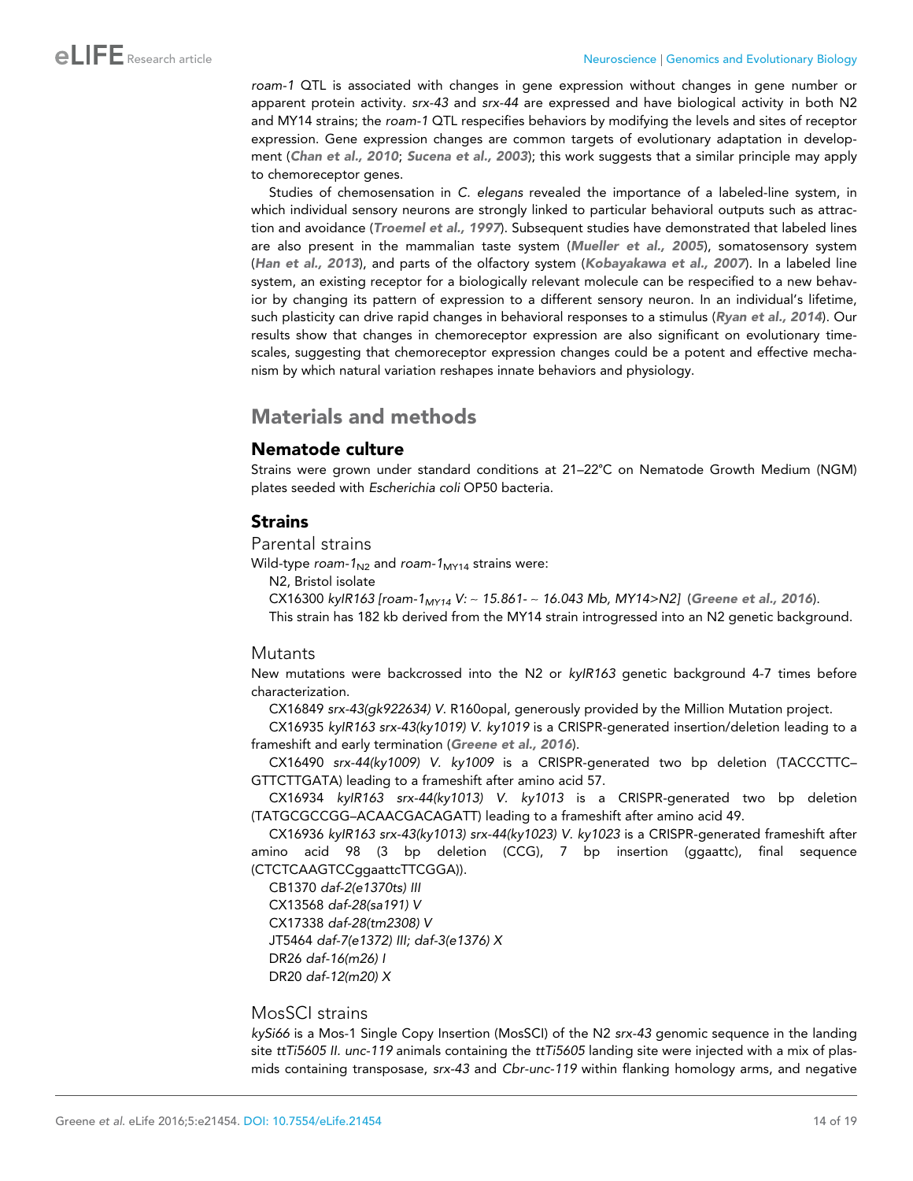*roam-1* QTL is associated with changes in gene expression without changes in gene number or apparent protein activity. *srx-43* and *srx-44* are expressed and have biological activity in both N2 and MY14 strains; the *roam-1* QTL respecifies behaviors by modifying the levels and sites of receptor expression. Gene expression changes are common targets of evolutionary adaptation in development (**Chan et al., 2010**; **Sucena et al., 2003**); this work suggests that a similar principle may apply to chemoreceptor genes.

Studies of chemosensation in *C. elegans* revealed the importance of a labeled-line system, in which individual sensory neurons are strongly linked to particular behavioral outputs such as attraction and avoidance (**Troemel et al., 1997**). Subsequent studies have demonstrated that labeled lines are also present in the mammalian taste system (**Mueller et al., 2005**), somatosensory system (**Han et al., 2013**), and parts of the olfactory system (**Kobayakawa et al., 2007**). In a labeled line system, an existing receptor for a biologically relevant molecule can be respecified to a new behavior by changing its pattern of expression to a different sensory neuron. In an individual's lifetime, such plasticity can drive rapid changes in behavioral responses to a stimulus (**Ryan et al., 2014**). Our results show that changes in chemoreceptor expression are also significant on evolutionary timescales, suggesting that chemoreceptor expression changes could be a potent and effective mechanism by which natural variation reshapes innate behaviors and physiology.

# Materials and methods

## Nematode culture

Strains were grown under standard conditions at 21–22°C on Nematode Growth Medium (NGM) plates seeded with *Escherichia coli* OP50 bacteria.

## Strains

### Parental strains

Wild-type *roam-1*$_{N2}$ and *roam-1*$_{MY14}$ strains were:

N2, Bristol isolate

CX16300 *kyIR163 [roam-1*$_{MY14}$ *V: ~ 15.861- ~ 16.043 Mb, MY14>N2]* (**Greene et al., 2016**).

This strain has 182 kb derived from the MY14 strain introgressed into an N2 genetic background.

### Mutants

New mutations were backcrossed into the N2 or *kyIR163* genetic background 4-7 times before characterization.

CX16849 *srx-43(gk922634) V.* R160opal, generously provided by the Million Mutation project.

CX16935 *kyIR163 srx-43(ky1019) V. ky1019* is a CRISPR-generated insertion/deletion leading to a frameshift and early termination (**Greene et al., 2016**).

CX16490 *srx-44(ky1009) V. ky1009* is a CRISPR-generated two bp deletion (TACCCTTC–GTTCTTGATA) leading to a frameshift after amino acid 57.

CX16934 *kyIR163 srx-44(ky1013) V. ky1013* is a CRISPR-generated two bp deletion (TATGCGCCGG–ACAACGACAGATT) leading to a frameshift after amino acid 49.

CX16936 *kyIR163 srx-43(ky1013) srx-44(ky1023) V. ky1023* is a CRISPR-generated frameshift after amino acid 98 (3 bp deletion (CCG), 7 bp insertion (ggaattc), final sequence (CTCTCAAGTCCggaattcTTCGGA)).

CB1370 *daf-2(e1370ts) III*

CX13568 *daf-28(sa191) V*

CX17338 *daf-28(tm2308) V*

JT5464 *daf-7(e1372) III; daf-3(e1376) X*

DR26 *daf-16(m26) I*

DR20 *daf-12(m20) X*

### MosSCI strains

*kySi66* is a Mos-1 Single Copy Insertion (MosSCI) of the N2 *srx-43* genomic sequence in the landing site *ttTi5605 II. unc-119* animals containing the *ttTi5605* landing site were injected with a mix of plasmids containing transposase, *srx-43* and *Cbr-unc-119* within flanking homology arms, and negative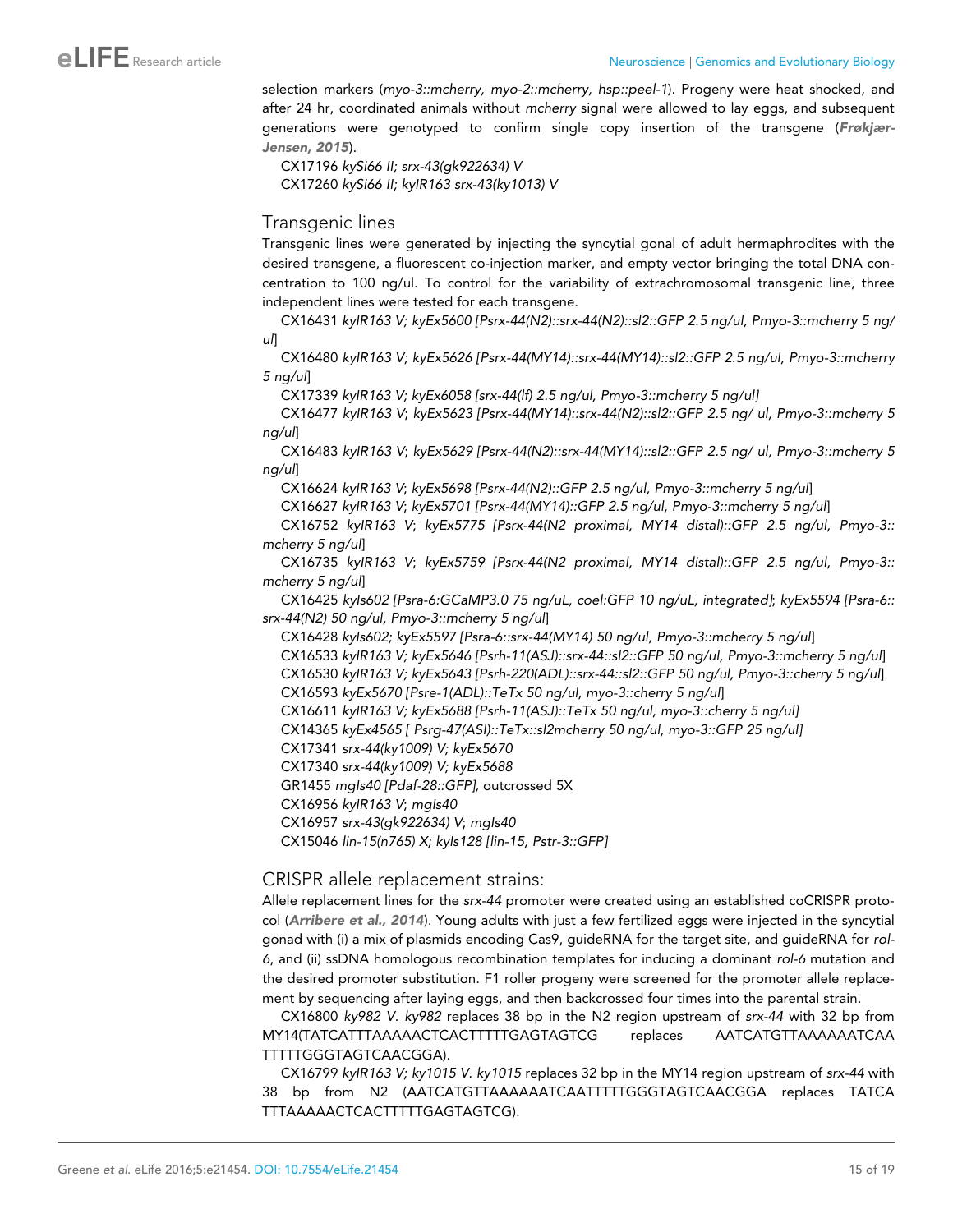selection markers (*myo-3::mcherry, myo-2::mcherry, hsp::peel-1*). Progeny were heat shocked, and after 24 hr, coordinated animals without *mcherry* signal were allowed to lay eggs, and subsequent generations were genotyped to confirm single copy insertion of the transgene (**Frøkjær-Jensen, 2015**).

CX17196 *kySi66 II; srx-43(gk922634) V*

CX17260 *kySi66 II; kyIR163 srx-43(ky1013) V*

## Transgenic lines

Transgenic lines were generated by injecting the syncytial gonal of adult hermaphrodites with the desired transgene, a fluorescent co-injection marker, and empty vector bringing the total DNA concentration to 100 ng/ul. To control for the variability of extrachromosomal transgenic line, three independent lines were tested for each transgene.

CX16431 *kyIR163 V; kyEx5600 [Psrx-44(N2)::srx-44(N2)::sl2::GFP 2.5 ng/ul, Pmyo-3::mcherry 5 ng/ul]*

CX16480 *kyIR163 V; kyEx5626 [Psrx-44(MY14)::srx-44(MY14)::sl2::GFP 2.5 ng/ul, Pmyo-3::mcherry 5 ng/ul]*

CX17339 *kyIR163 V; kyEx6058 [srx-44(lf) 2.5 ng/ul, Pmyo-3::mcherry 5 ng/ul]*

CX16477 *kyIR163 V; kyEx5623 [Psrx-44(MY14)::srx-44(N2)::sl2::GFP 2.5 ng/ ul, Pmyo-3::mcherry 5 ng/ul]*

CX16483 *kyIR163 V; kyEx5629 [Psrx-44(N2)::srx-44(MY14)::sl2::GFP 2.5 ng/ ul, Pmyo-3::mcherry 5 ng/ul]*

CX16624 *kyIR163 V; kyEx5698 [Psrx-44(N2)::GFP 2.5 ng/ul, Pmyo-3::mcherry 5 ng/ul]*

CX16627 *kyIR163 V; kyEx5701 [Psrx-44(MY14)::GFP 2.5 ng/ul, Pmyo-3::mcherry 5 ng/ul]*

CX16752 *kyIR163 V; kyEx5775 [Psrx-44(N2 proximal, MY14 distal)::GFP 2.5 ng/ul, Pmyo-3::mcherry 5 ng/ul]*

CX16735 *kyIR163 V; kyEx5759 [Psrx-44(N2 proximal, MY14 distal)::GFP 2.5 ng/ul, Pmyo-3::mcherry 5 ng/ul]*

CX16425 *kyIs602 [Psra-6:GCaMP3.0 75 ng/uL, coel:GFP 10 ng/uL, integrated]; kyEx5594 [Psra-6::srx-44(N2) 50 ng/ul, Pmyo-3::mcherry 5 ng/ul]*

CX16428 *kyIs602; kyEx5597 [Psra-6::srx-44(MY14) 50 ng/ul, Pmyo-3::mcherry 5 ng/ul]*

CX16533 *kyIR163 V; kyEx5646 [Psrh-11(ASJ)::srx-44::sl2::GFP 50 ng/ul, Pmyo-3::mcherry 5 ng/ul]*

CX16530 *kyIR163 V; kyEx5643 [Psrh-220(ADL)::srx-44::sl2::GFP 50 ng/ul, Pmyo-3::cherry 5 ng/ul]*

CX16593 *kyEx5670 [Psre-1(ADL)::TeTx 50 ng/ul, myo-3::cherry 5 ng/ul]*

CX16611 *kyIR163 V; kyEx5688 [Psrh-11(ASJ)::TeTx 50 ng/ul, myo-3::cherry 5 ng/ul]*

CX14365 *kyEx4565 [ Psrg-47(ASI)::TeTx::sl2mcherry 50 ng/ul, myo-3::GFP 25 ng/ul]*

CX17341 *srx-44(ky1009) V; kyEx5670*

CX17340 *srx-44(ky1009) V; kyEx5688*

GR1455 *mgIs40 [Pdaf-28::GFP]*, outcrossed 5X

CX16956 *kyIR163 V; mgIs40*

CX16957 *srx-43(gk922634) V; mgIs40*

CX15046 *lin-15(n765) X; kyIs128 [lin-15, Pstr-3::GFP]*

## CRISPR allele replacement strains:

Allele replacement lines for the *srx-44* promoter were created using an established coCRISPR protocol (**Arribere et al., 2014**). Young adults with just a few fertilized eggs were injected in the syncytial gonad with (i) a mix of plasmids encoding Cas9, guideRNA for the target site, and guideRNA for *rol-6*, and (ii) ssDNA homologous recombination templates for inducing a dominant *rol-6* mutation and the desired promoter substitution. F1 roller progeny were screened for the promoter allele replacement by sequencing after laying eggs, and then backcrossed four times into the parental strain.

CX16800 *ky982 V. ky982* replaces 38 bp in the N2 region upstream of *srx-44* with 32 bp from MY14(TATCATTTAAAAACTCACTTTTTGAGTAGTCG replaces AATCATGTTAAAAAATCAATTTTTGGGTAGTCAACGGA).

CX16799 *kyIR163 V; ky1015 V. ky1015* replaces 32 bp in the MY14 region upstream of *srx-44* with 38 bp from N2 (AATCATGTTAAAAAATCAATTTTTGGGTAGTCAACGGA replaces TATCATTTAAAAACTCACTTTTTGAGTAGTCG).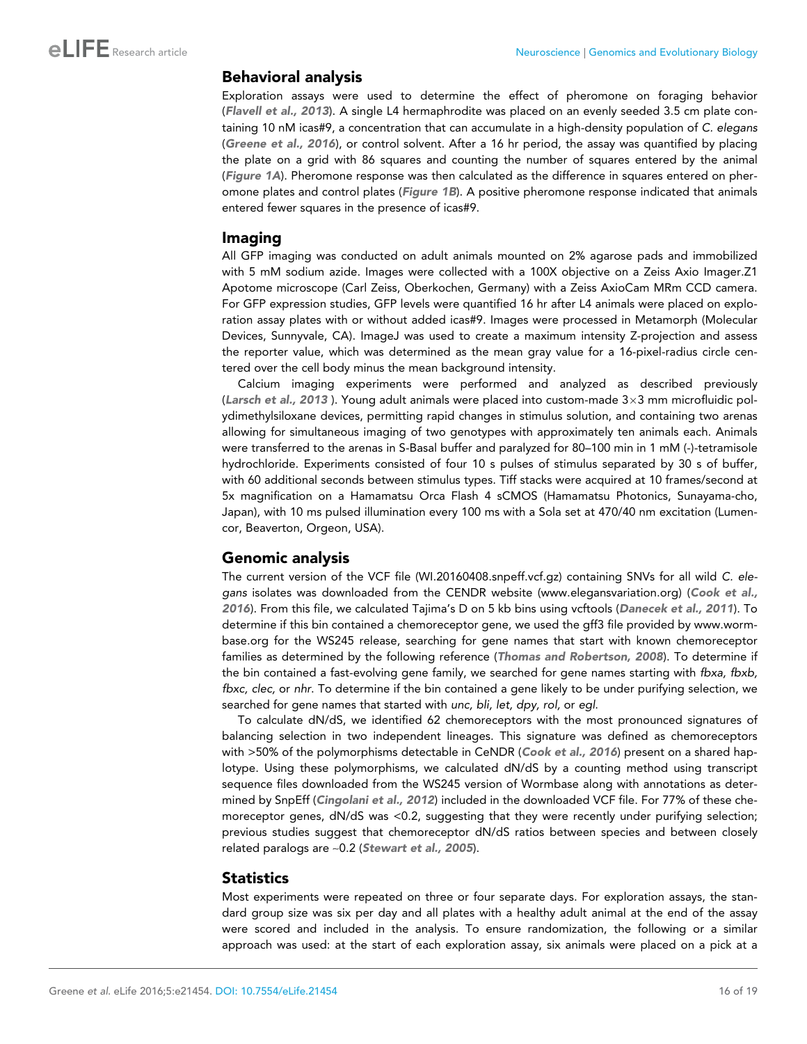## Behavioral analysis

Exploration assays were used to determine the effect of pheromone on foraging behavior (*Flavell et al., 2013*). A single L4 hermaphrodite was placed on an evenly seeded 3.5 cm plate containing 10 nM icas#9, a concentration that can accumulate in a high-density population of *C. elegans* (*Greene et al., 2016*), or control solvent. After a 16 hr period, the assay was quantified by placing the plate on a grid with 86 squares and counting the number of squares entered by the animal (*Figure 1A*). Pheromone response was then calculated as the difference in squares entered on pheromone plates and control plates (*Figure 1B*). A positive pheromone response indicated that animals entered fewer squares in the presence of icas#9.

## Imaging

All GFP imaging was conducted on adult animals mounted on 2% agarose pads and immobilized with 5 mM sodium azide. Images were collected with a 100X objective on a Zeiss Axio Imager.Z1 Apotome microscope (Carl Zeiss, Oberkochen, Germany) with a Zeiss AxioCam MRm CCD camera. For GFP expression studies, GFP levels were quantified 16 hr after L4 animals were placed on exploration assay plates with or without added icas#9. Images were processed in Metamorph (Molecular Devices, Sunnyvale, CA). ImageJ was used to create a maximum intensity Z-projection and assess the reporter value, which was determined as the mean gray value for a 16-pixel-radius circle centered over the cell body minus the mean background intensity.

Calcium imaging experiments were performed and analyzed as described previously (*Larsch et al., 2013* ). Young adult animals were placed into custom-made 3×3 mm microfluidic polydimethylsiloxane devices, permitting rapid changes in stimulus solution, and containing two arenas allowing for simultaneous imaging of two genotypes with approximately ten animals each. Animals were transferred to the arenas in S-Basal buffer and paralyzed for 80–100 min in 1 mM (-)-tetramisole hydrochloride. Experiments consisted of four 10 s pulses of stimulus separated by 30 s of buffer, with 60 additional seconds between stimulus types. Tiff stacks were acquired at 10 frames/second at 5x magnification on a Hamamatsu Orca Flash 4 sCMOS (Hamamatsu Photonics, Sunayama-cho, Japan), with 10 ms pulsed illumination every 100 ms with a Sola set at 470/40 nm excitation (Lumencor, Beaverton, Orgeon, USA).

## Genomic analysis

The current version of the VCF file (WI.20160408.snpeff.vcf.gz) containing SNVs for all wild *C. elegans* isolates was downloaded from the CENDR website (www.elegansvariation.org) (*Cook et al., 2016*). From this file, we calculated Tajima's D on 5 kb bins using vcftools (*Danecek et al., 2011*). To determine if this bin contained a chemoreceptor gene, we used the gff3 file provided by www.wormbase.org for the WS245 release, searching for gene names that start with known chemoreceptor families as determined by the following reference (*Thomas and Robertson, 2008*). To determine if the bin contained a fast-evolving gene family, we searched for gene names starting with *fbxa, fbxb, fbxc, clec,* or *nhr*. To determine if the bin contained a gene likely to be under purifying selection, we searched for gene names that started with *unc, bli, let, dpy, rol,* or *egl*.

To calculate dN/dS, we identified 62 chemoreceptors with the most pronounced signatures of balancing selection in two independent lineages. This signature was defined as chemoreceptors with >50% of the polymorphisms detectable in CeNDR (*Cook et al., 2016*) present on a shared haplotype. Using these polymorphisms, we calculated dN/dS by a counting method using transcript sequence files downloaded from the WS245 version of Wormbase along with annotations as determined by SnpEff (*Cingolani et al., 2012*) included in the downloaded VCF file. For 77% of these chemoreceptor genes, dN/dS was <0.2, suggesting that they were recently under purifying selection; previous studies suggest that chemoreceptor dN/dS ratios between species and between closely related paralogs are ~0.2 (*Stewart et al., 2005*).

## Statistics

Most experiments were repeated on three or four separate days. For exploration assays, the standard group size was six per day and all plates with a healthy adult animal at the end of the assay were scored and included in the analysis. To ensure randomization, the following or a similar approach was used: at the start of each exploration assay, six animals were placed on a pick at a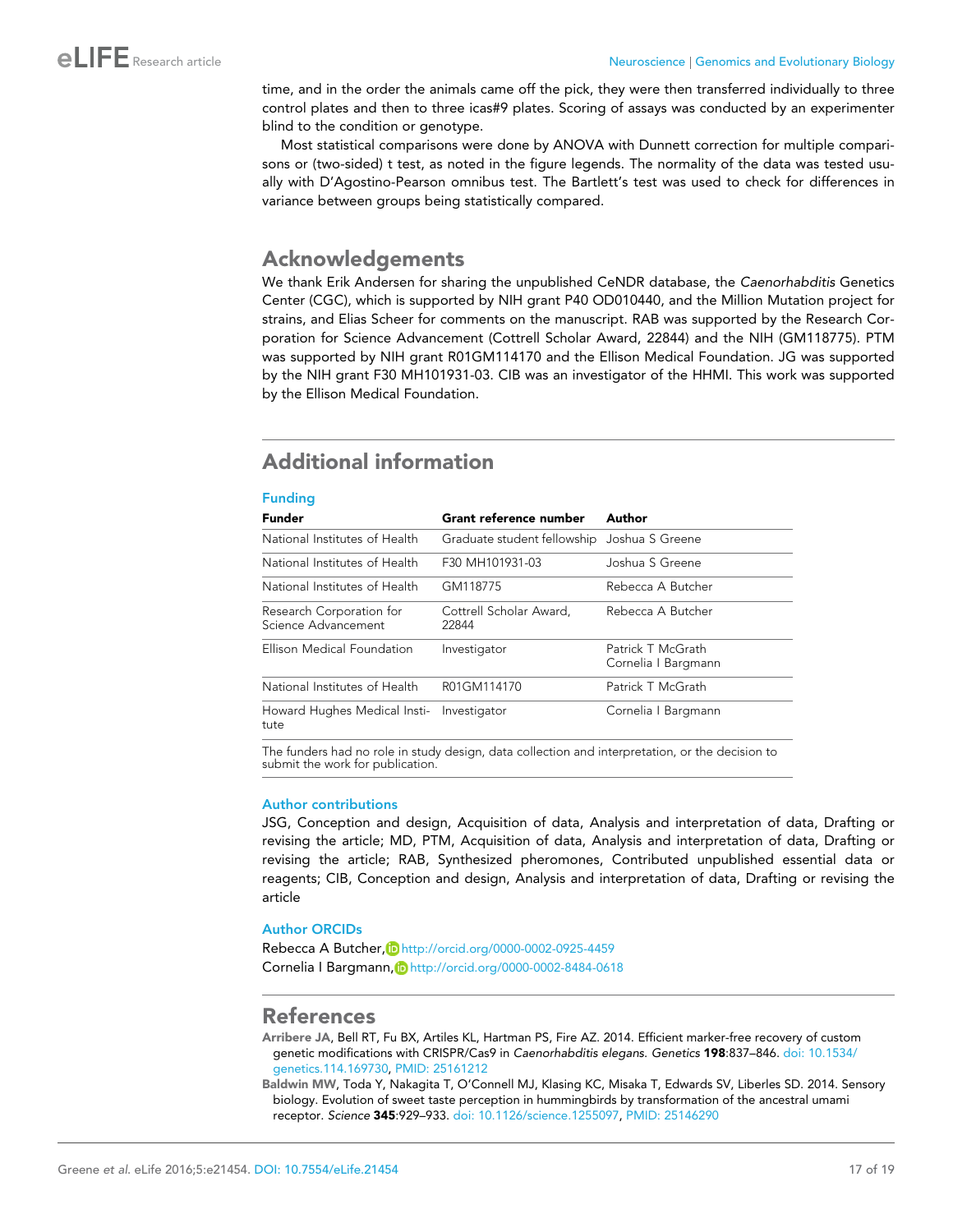time, and in the order the animals came off the pick, they were then transferred individually to three control plates and then to three icas#9 plates. Scoring of assays was conducted by an experimenter blind to the condition or genotype.

Most statistical comparisons were done by ANOVA with Dunnett correction for multiple comparisons or (two-sided) t test, as noted in the figure legends. The normality of the data was tested usually with D'Agostino-Pearson omnibus test. The Bartlett's test was used to check for differences in variance between groups being statistically compared.

## Acknowledgements

We thank Erik Andersen for sharing the unpublished CeNDR database, the *Caenorhabditis* Genetics Center (CGC), which is supported by NIH grant P40 OD010440, and the Million Mutation project for strains, and Elias Scheer for comments on the manuscript. RAB was supported by the Research Corporation for Science Advancement (Cottrell Scholar Award, 22844) and the NIH (GM118775). PTM was supported by NIH grant R01GM114170 and the Ellison Medical Foundation. JG was supported by the NIH grant F30 MH101931-03. CIB was an investigator of the HHMI. This work was supported by the Ellison Medical Foundation.

## Additional information

### Funding

| Funder | Grant reference number | Author |
|---|---|---|
| National Institutes of Health | Graduate student fellowship | Joshua S Greene |
| National Institutes of Health | F30 MH101931-03 | Joshua S Greene |
| National Institutes of Health | GM118775 | Rebecca A Butcher |
| Research Corporation for Science Advancement | Cottrell Scholar Award, 22844 | Rebecca A Butcher |
| Ellison Medical Foundation | Investigator | Patrick T McGrath<br>Cornelia I Bargmann |
| National Institutes of Health | R01GM114170 | Patrick T McGrath |
| Howard Hughes Medical Institute | Investigator | Cornelia I Bargmann |

The funders had no role in study design, data collection and interpretation, or the decision to submit the work for publication.

### Author contributions

JSG, Conception and design, Acquisition of data, Analysis and interpretation of data, Drafting or revising the article; MD, PTM, Acquisition of data, Analysis and interpretation of data, Drafting or revising the article; RAB, Synthesized pheromones, Contributed unpublished essential data or reagents; CIB, Conception and design, Analysis and interpretation of data, Drafting or revising the article

### Author ORCIDs

Rebecca A Butcher, http://orcid.org/0000-0002-0925-4459
Cornelia I Bargmann, http://orcid.org/0000-0002-8484-0618

## References

**Arribere JA**, Bell RT, Fu BX, Artiles KL, Hartman PS, Fire AZ. 2014. Efficient marker-free recovery of custom genetic modifications with CRISPR/Cas9 in *Caenorhabditis elegans*. *Genetics* **198**:837–846. doi: 10.1534/genetics.114.169730, PMID: 25161212

**Baldwin MW**, Toda Y, Nakagita T, O'Connell MJ, Klasing KC, Misaka T, Edwards SV, Liberles SD. 2014. Sensory biology. Evolution of sweet taste perception in hummingbirds by transformation of the ancestral umami receptor. *Science* **345**:929–933. doi: 10.1126/science.1255097, PMID: 25146290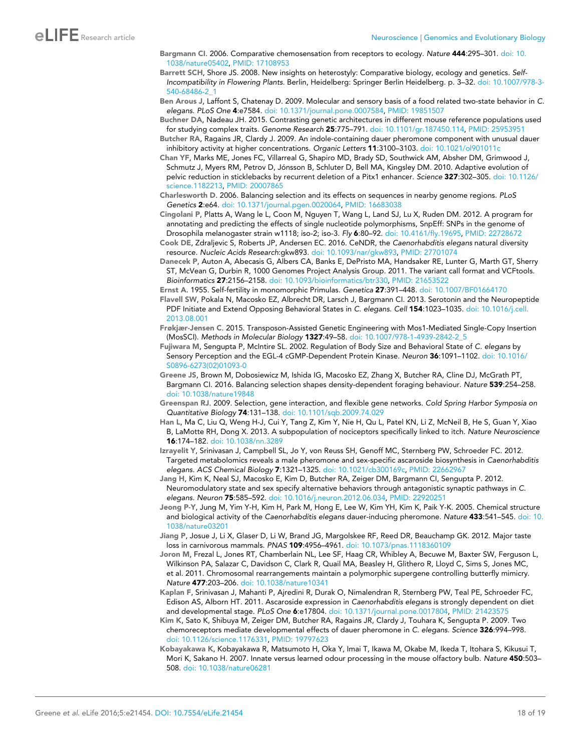Bargmann CI. 2006. Comparative chemosensation from receptors to ecology. *Nature* **444**:295–301. doi: 10.1038/nature05402, PMID: 17108953

Barrett SCH, Shore JS. 2008. New insights on heterostyly: Comparative biology, ecology and genetics. *Self-Incompatibility in Flowering Plants*. Berlin, Heidelberg: Springer Berlin Heidelberg. p. 3–32. doi: 10.1007/978-3-540-68486-2_1

Ben Arous J, Laffont S, Chatenay D. 2009. Molecular and sensory basis of a food related two-state behavior in *C. elegans*. *PLoS One* **4**:e7584. doi: 10.1371/journal.pone.0007584, PMID: 19851507

Buchner DA, Nadeau JH. 2015. Contrasting genetic architectures in different mouse reference populations used for studying complex traits. *Genome Research* **25**:775–791. doi: 10.1101/gr.187450.114, PMID: 25953951

Butcher RA, Ragains JR, Clardy J. 2009. An indole-containing dauer pheromone component with unusual dauer inhibitory activity at higher concentrations. *Organic Letters* **11**:3100–3103. doi: 10.1021/ol901011c

Chan YF, Marks ME, Jones FC, Villarreal G, Shapiro MD, Brady SD, Southwick AM, Absher DM, Grimwood J, Schmutz J, Myers RM, Petrov D, Jónsson B, Schluter D, Bell MA, Kingsley DM. 2010. Adaptive evolution of pelvic reduction in sticklebacks by recurrent deletion of a Pitx1 enhancer. *Science* **327**:302–305. doi: 10.1126/science.1182213, PMID: 20007865

Charlesworth D. 2006. Balancing selection and its effects on sequences in nearby genome regions. *PLoS Genetics* **2**:e64. doi: 10.1371/journal.pgen.0020064, PMID: 16683038

Cingolani P, Platts A, Wang le L, Coon M, Nguyen T, Wang L, Land SJ, Lu X, Ruden DM. 2012. A program for annotating and predicting the effects of single nucleotide polymorphisms, SnpEff: SNPs in the genome of Drosophila melanogaster strain w1118; iso-2; iso-3. *Fly* **6**:80–92. doi: 10.4161/fly.19695, PMID: 22728672

Cook DE, Zdraljevic S, Roberts JP, Andersen EC. 2016. CeNDR, the *Caenorhabditis elegans* natural diversity resource. *Nucleic Acids Research*:gkw893. doi: 10.1093/nar/gkw893, PMID: 27701074

Danecek P, Auton A, Abecasis G, Albers CA, Banks E, DePristo MA, Handsaker RE, Lunter G, Marth GT, Sherry ST, McVean G, Durbin R, 1000 Genomes Project Analysis Group. 2011. The variant call format and VCFtools. *Bioinformatics* **27**:2156–2158. doi: 10.1093/bioinformatics/btr330, PMID: 21653522

Ernst A. 1955. Self-fertility in monomorphic Primulas. *Genetica* **27**:391–448. doi: 10.1007/BF01664170

Flavell SW, Pokala N, Macosko EZ, Albrecht DR, Larsch J, Bargmann CI. 2013. Serotonin and the Neuropeptide PDF Initiate and Extend Opposing Behavioral States in *C. elegans*. *Cell* **154**:1023–1035. doi: 10.1016/j.cell.2013.08.001

Frøkjær-Jensen C. 2015. Transposon-Assisted Genetic Engineering with Mos1-Mediated Single-Copy Insertion (MosSCI). *Methods in Molecular Biology* **1327**:49–58. doi: 10.1007/978-1-4939-2842-2_5

Fujiwara M, Sengupta P, McIntire SL. 2002. Regulation of Body Size and Behavioral State of *C. elegans* by Sensory Perception and the EGL-4 cGMP-Dependent Protein Kinase. *Neuron* **36**:1091–1102. doi: 10.1016/S0896-6273(02)01093-0

Greene JS, Brown M, Dobosiewicz M, Ishida IG, Macosko EZ, Zhang X, Butcher RA, Cline DJ, McGrath PT, Bargmann CI. 2016. Balancing selection shapes density-dependent foraging behaviour. *Nature* **539**:254–258. doi: 10.1038/nature19848

Greenspan RJ. 2009. Selection, gene interaction, and flexible gene networks. *Cold Spring Harbor Symposia on Quantitative Biology* **74**:131–138. doi: 10.1101/sqb.2009.74.029

Han L, Ma C, Liu Q, Weng H-J, Cui Y, Tang Z, Kim Y, Nie H, Qu L, Patel KN, Li Z, McNeil B, He S, Guan Y, Xiao B, LaMotte RH, Dong X. 2013. A subpopulation of nociceptors specifically linked to itch. *Nature Neuroscience* **16**:174–182. doi: 10.1038/nn.3289

Izrayelit Y, Srinivasan J, Campbell SL, Jo Y, von Reuss SH, Genoff MC, Sternberg PW, Schroeder FC. 2012. Targeted metabolomics reveals a male pheromone and sex-specific ascaroside biosynthesis in *Caenorhabditis elegans*. *ACS Chemical Biology* **7**:1321–1325. doi: 10.1021/cb300169c, PMID: 22662967

Jang H, Kim K, Neal SJ, Macosko E, Kim D, Butcher RA, Zeiger DM, Bargmann CI, Sengupta P. 2012. Neuromodulatory state and sex specify alternative behaviors through antagonistic synaptic pathways in *C. elegans*. *Neuron* **75**:585–592. doi: 10.1016/j.neuron.2012.06.034, PMID: 22920251

Jeong P-Y, Jung M, Yim Y-H, Kim H, Park M, Hong E, Lee W, Kim YH, Kim K, Paik Y-K. 2005. Chemical structure and biological activity of the *Caenorhabditis elegans* dauer-inducing pheromone. *Nature* **433**:541–545. doi: 10.1038/nature03201

Jiang P, Josue J, Li X, Glaser D, Li W, Brand JG, Margolskee RF, Reed DR, Beauchamp GK. 2012. Major taste loss in carnivorous mammals. *PNAS* **109**:4956–4961. doi: 10.1073/pnas.1118360109

Joron M, Frezal L, Jones RT, Chamberlain NL, Lee SF, Haag CR, Whibley A, Becuwe M, Baxter SW, Ferguson L, Wilkinson PA, Salazar C, Davidson C, Clark R, Quail MA, Beasley H, Glithero R, Lloyd C, Sims S, Jones MC, et al. 2011. Chromosomal rearrangements maintain a polymorphic supergene controlling butterfly mimicry. *Nature* **477**:203–206. doi: 10.1038/nature10341

Kaplan F, Srinivasan J, Mahanti P, Ajredini R, Durak O, Nimalendran R, Sternberg PW, Teal PE, Schroeder FC, Edison AS, Alborn HT. 2011. Ascaroside expression in *Caenorhabditis elegans* is strongly dependent on diet and developmental stage. *PLoS One* **6**:e17804. doi: 10.1371/journal.pone.0017804, PMID: 21423575

Kim K, Sato K, Shibuya M, Zeiger DM, Butcher RA, Ragains JR, Clardy J, Touhara K, Sengupta P. 2009. Two chemoreceptors mediate developmental effects of dauer pheromone in *C. elegans*. *Science* **326**:994–998. doi: 10.1126/science.1176331, PMID: 19797623

Kobayakawa K, Kobayakawa R, Matsumoto H, Oka Y, Imai T, Ikawa M, Okabe M, Ikeda T, Itohara S, Kikusui T, Mori K, Sakano H. 2007. Innate versus learned odour processing in the mouse olfactory bulb. *Nature* **450**:503–508. doi: 10.1038/nature06281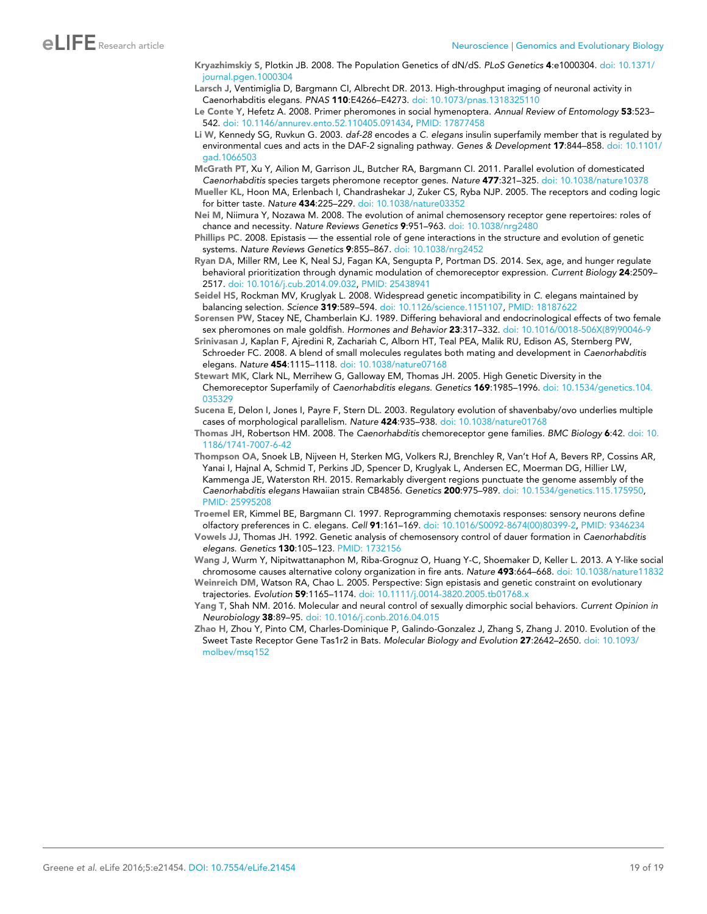Kryazhimskiy S, Plotkin JB. 2008. The Population Genetics of dN/dS. *PLoS Genetics* **4**:e1000304. doi: 10.1371/journal.pgen.1000304

Larsch J, Ventimiglia D, Bargmann CI, Albrecht DR. 2013. High-throughput imaging of neuronal activity in Caenorhabditis elegans. *PNAS* **110**:E4266–E4273. doi: 10.1073/pnas.1318325110

Le Conte Y, Hefetz A. 2008. Primer pheromones in social hymenoptera. *Annual Review of Entomology* **53**:523–542. doi: 10.1146/annurev.ento.52.110405.091434, PMID: 17877458

Li W, Kennedy SG, Ruvkun G. 2003. *daf-28* encodes a *C. elegans* insulin superfamily member that is regulated by environmental cues and acts in the DAF-2 signaling pathway. *Genes & Development* **17**:844–858. doi: 10.1101/gad.1066503

McGrath PT, Xu Y, Ailion M, Garrison JL, Butcher RA, Bargmann CI. 2011. Parallel evolution of domesticated *Caenorhabditis* species targets pheromone receptor genes. *Nature* **477**:321–325. doi: 10.1038/nature10378

Mueller KL, Hoon MA, Erlenbach I, Chandrashekar J, Zuker CS, Ryba NJP. 2005. The receptors and coding logic for bitter taste. *Nature* **434**:225–229. doi: 10.1038/nature03352

Nei M, Niimura Y, Nozawa M. 2008. The evolution of animal chemosensory receptor gene repertoires: roles of chance and necessity. *Nature Reviews Genetics* **9**:951–963. doi: 10.1038/nrg2480

Phillips PC. 2008. Epistasis — the essential role of gene interactions in the structure and evolution of genetic systems. *Nature Reviews Genetics* **9**:855–867. doi: 10.1038/nrg2452

Ryan DA, Miller RM, Lee K, Neal SJ, Fagan KA, Sengupta P, Portman DS. 2014. Sex, age, and hunger regulate behavioral prioritization through dynamic modulation of chemoreceptor expression. *Current Biology* **24**:2509–2517. doi: 10.1016/j.cub.2014.09.032, PMID: 25438941

Seidel HS, Rockman MV, Kruglyak L. 2008. Widespread genetic incompatibility in *C.* elegans maintained by balancing selection. *Science* **319**:589–594. doi: 10.1126/science.1151107, PMID: 18187622

Sorensen PW, Stacey NE, Chamberlain KJ. 1989. Differing behavioral and endocrinological effects of two female sex pheromones on male goldfish. *Hormones and Behavior* **23**:317–332. doi: 10.1016/0018-506X(89)90046-9

Srinivasan J, Kaplan F, Ajredini R, Zachariah C, Alborn HT, Teal PEA, Malik RU, Edison AS, Sternberg PW, Schroeder FC. 2008. A blend of small molecules regulates both mating and development in *Caenorhabditis* elegans. *Nature* **454**:1115–1118. doi: 10.1038/nature07168

Stewart MK, Clark NL, Merrihew G, Galloway EM, Thomas JH. 2005. High Genetic Diversity in the Chemoreceptor Superfamily of *Caenorhabditis elegans*. *Genetics* **169**:1985–1996. doi: 10.1534/genetics.104.035329

Sucena E, Delon I, Jones I, Payre F, Stern DL. 2003. Regulatory evolution of shavenbaby/ovo underlies multiple cases of morphological parallelism. *Nature* **424**:935–938. doi: 10.1038/nature01768

Thomas JH, Robertson HM. 2008. The *Caenorhabditis* chemoreceptor gene families. *BMC Biology* **6**:42. doi: 10.1186/1741-7007-6-42

Thompson OA, Snoek LB, Nijveen H, Sterken MG, Volkers RJ, Brenchley R, Van't Hof A, Bevers RP, Cossins AR, Yanai I, Hajnal A, Schmid T, Perkins JD, Spencer D, Kruglyak L, Andersen EC, Moerman DG, Hillier LW, Kammenga JE, Waterston RH. 2015. Remarkably divergent regions punctuate the genome assembly of the *Caenorhabditis elegans* Hawaiian strain CB4856. *Genetics* **200**:975–989. doi: 10.1534/genetics.115.175950, PMID: 25995208

Troemel ER, Kimmel BE, Bargmann CI. 1997. Reprogramming chemotaxis responses: sensory neurons define olfactory preferences in C. elegans. *Cell* **91**:161–169. doi: 10.1016/S0092-8674(00)80399-2, PMID: 9346234

Vowels JJ, Thomas JH. 1992. Genetic analysis of chemosensory control of dauer formation in *Caenorhabditis elegans*. *Genetics* **130**:105–123. PMID: 1732156

Wang J, Wurm Y, Nipitwattanaphon M, Riba-Grognuz O, Huang Y-C, Shoemaker D, Keller L. 2013. A Y-like social chromosome causes alternative colony organization in fire ants. *Nature* **493**:664–668. doi: 10.1038/nature11832

Weinreich DM, Watson RA, Chao L. 2005. Perspective: Sign epistasis and genetic constraint on evolutionary trajectories. *Evolution* **59**:1165–1174. doi: 10.1111/j.0014-3820.2005.tb01768.x

Yang T, Shah NM. 2016. Molecular and neural control of sexually dimorphic social behaviors. *Current Opinion in Neurobiology* **38**:89–95. doi: 10.1016/j.conb.2016.04.015

Zhao H, Zhou Y, Pinto CM, Charles-Dominique P, Galindo-Gonzalez J, Zhang S, Zhang J. 2010. Evolution of the Sweet Taste Receptor Gene Tas1r2 in Bats. *Molecular Biology and Evolution* **27**:2642–2650. doi: 10.1093/molbev/msq152